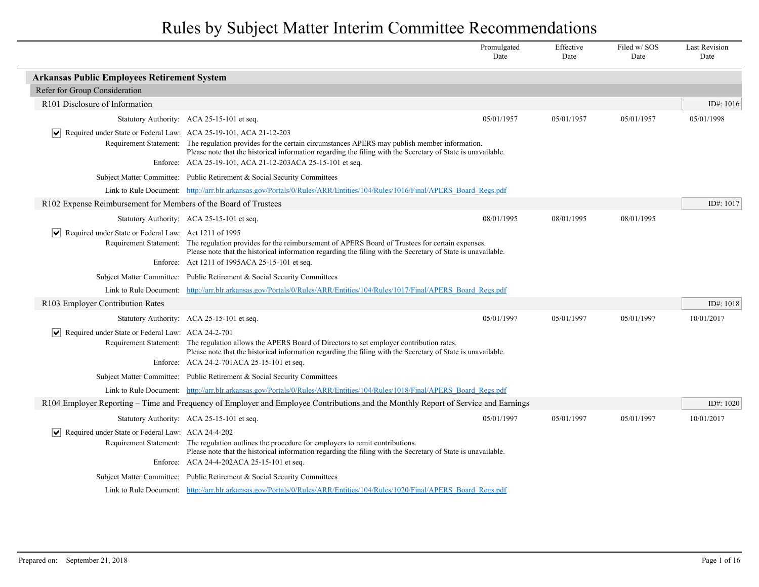# Rules by Subject Matter Interim Committee Recommendations

## Arkansas Public Employees Retirement System

### Refer for Group Consideration

#### R101 Disclosure of Information

ID#: 1016

| | | Promulgated Date | Effective Date | Filed w/ SOS Date | Last Revision Date |
|---|---|---|---|---|---|
| Statutory Authority: | ACA 25-15-101 et seq. | 05/01/1957 | 05/01/1957 | 05/01/1957 | 05/01/1998 |

- [x] Required under State or Federal Law: ACA 25-19-101, ACA 21-12-203

Requirement Statement: The regulation provides for the certain circumstances APERS may publish member information.
Please note that the historical information regarding the filing with the Secretary of State is unavailable.

Enforce: ACA 25-19-101, ACA 21-12-203ACA 25-15-101 et seq.

Subject Matter Committee: Public Retirement & Social Security Committees

Link to Rule Document: http://arr.blr.arkansas.gov/Portals/0/Rules/ARR/Entities/104/Rules/1016/Final/APERS_Board_Regs.pdf

#### R102 Expense Reimbursement for Members of the Board of Trustees

ID#: 1017

| | | Promulgated Date | Effective Date | Filed w/ SOS Date | Last Revision Date |
|---|---|---|---|---|---|
| Statutory Authority: | ACA 25-15-101 et seq. | 08/01/1995 | 08/01/1995 | 08/01/1995 | |

- [x] Required under State or Federal Law: Act 1211 of 1995

Requirement Statement: The regulation provides for the reimbursement of APERS Board of Trustees for certain expenses.
Please note that the historical information regarding the filing with the Secretary of State is unavailable.

Enforce: Act 1211 of 1995ACA 25-15-101 et seq.

Subject Matter Committee: Public Retirement & Social Security Committees

Link to Rule Document: http://arr.blr.arkansas.gov/Portals/0/Rules/ARR/Entities/104/Rules/1017/Final/APERS_Board_Regs.pdf

#### R103 Employer Contribution Rates

ID#: 1018

| | | Promulgated Date | Effective Date | Filed w/ SOS Date | Last Revision Date |
|---|---|---|---|---|---|
| Statutory Authority: | ACA 25-15-101 et seq. | 05/01/1997 | 05/01/1997 | 05/01/1997 | 10/01/2017 |

- [x] Required under State or Federal Law: ACA 24-2-701

Requirement Statement: The regulation allows the APERS Board of Directors to set employer contribution rates.
Please note that the historical information regarding the filing with the Secretary of State is unavailable.

Enforce: ACA 24-2-701ACA 25-15-101 et seq.

Subject Matter Committee: Public Retirement & Social Security Committees

Link to Rule Document: http://arr.blr.arkansas.gov/Portals/0/Rules/ARR/Entities/104/Rules/1018/Final/APERS_Board_Regs.pdf

#### R104 Employer Reporting – Time and Frequency of Employer and Employee Contributions and the Monthly Report of Service and Earnings

ID#: 1020

| | | Promulgated Date | Effective Date | Filed w/ SOS Date | Last Revision Date |
|---|---|---|---|---|---|
| Statutory Authority: | ACA 25-15-101 et seq. | 05/01/1997 | 05/01/1997 | 05/01/1997 | 10/01/2017 |

- [x] Required under State or Federal Law: ACA 24-4-202

Requirement Statement: The regulation outlines the procedure for employers to remit contributions.
Please note that the historical information regarding the filing with the Secretary of State is unavailable.

Enforce: ACA 24-4-202ACA 25-15-101 et seq.

Subject Matter Committee: Public Retirement & Social Security Committees

Link to Rule Document: http://arr.blr.arkansas.gov/Portals/0/Rules/ARR/Entities/104/Rules/1020/Final/APERS_Board_Regs.pdf

Prepared on: September 21, 2018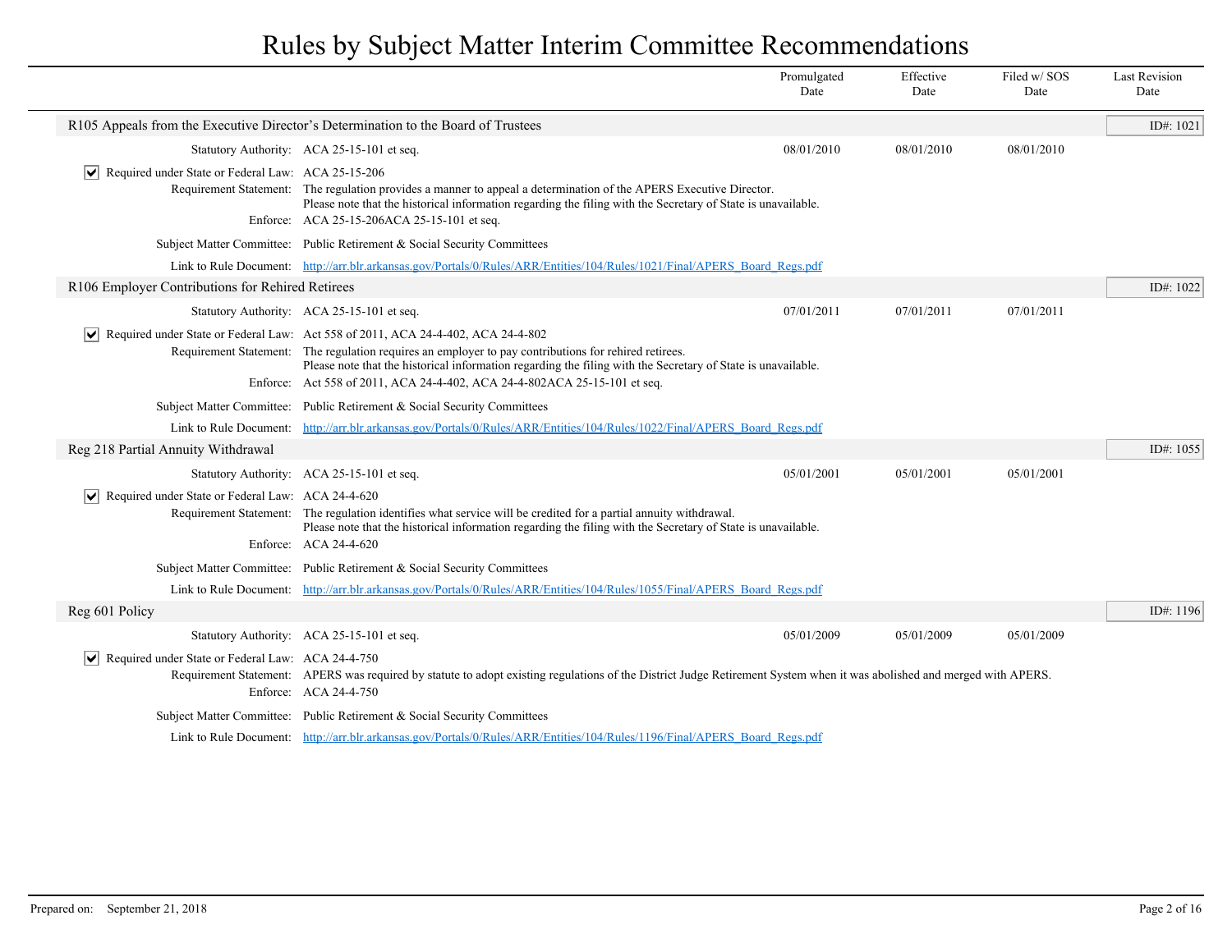# Rules by Subject Matter Interim Committee Recommendations

| | Promulgated Date | Effective Date | Filed w/ SOS Date | Last Revision Date |
|---|---|---|---|---|

## R105 Appeals from the Executive Director's Determination to the Board of Trustees

ID#: 1021

| | | Promulgated Date | Effective Date | Filed w/ SOS Date | Last Revision Date |
|---|---|---|---|---|---|
| Statutory Authority: | ACA 25-15-101 et seq. | 08/01/2010 | 08/01/2010 | 08/01/2010 | |

- [x] Required under State or Federal Law: ACA 25-15-206

**Requirement Statement:** The regulation provides a manner to appeal a determination of the APERS Executive Director.
Please note that the historical information regarding the filing with the Secretary of State is unavailable.

**Enforce:** ACA 25-15-206ACA 25-15-101 et seq.

**Subject Matter Committee:** Public Retirement & Social Security Committees

**Link to Rule Document:** http://arr.blr.arkansas.gov/Portals/0/Rules/ARR/Entities/104/Rules/1021/Final/APERS_Board_Regs.pdf

## R106 Employer Contributions for Rehired Retirees

ID#: 1022

| | | Promulgated Date | Effective Date | Filed w/ SOS Date | Last Revision Date |
|---|---|---|---|---|---|
| Statutory Authority: | ACA 25-15-101 et seq. | 07/01/2011 | 07/01/2011 | 07/01/2011 | |

- [x] Required under State or Federal Law: Act 558 of 2011, ACA 24-4-402, ACA 24-4-802

**Requirement Statement:** The regulation requires an employer to pay contributions for rehired retirees.
Please note that the historical information regarding the filing with the Secretary of State is unavailable.

**Enforce:** Act 558 of 2011, ACA 24-4-402, ACA 24-4-802ACA 25-15-101 et seq.

**Subject Matter Committee:** Public Retirement & Social Security Committees

**Link to Rule Document:** http://arr.blr.arkansas.gov/Portals/0/Rules/ARR/Entities/104/Rules/1022/Final/APERS_Board_Regs.pdf

## Reg 218 Partial Annuity Withdrawal

ID#: 1055

| | | Promulgated Date | Effective Date | Filed w/ SOS Date | Last Revision Date |
|---|---|---|---|---|---|
| Statutory Authority: | ACA 25-15-101 et seq. | 05/01/2001 | 05/01/2001 | 05/01/2001 | |

- [x] Required under State or Federal Law: ACA 24-4-620

**Requirement Statement:** The regulation identifies what service will be credited for a partial annuity withdrawal.
Please note that the historical information regarding the filing with the Secretary of State is unavailable.

**Enforce:** ACA 24-4-620

**Subject Matter Committee:** Public Retirement & Social Security Committees

**Link to Rule Document:** http://arr.blr.arkansas.gov/Portals/0/Rules/ARR/Entities/104/Rules/1055/Final/APERS_Board_Regs.pdf

## Reg 601 Policy

ID#: 1196

| | | Promulgated Date | Effective Date | Filed w/ SOS Date | Last Revision Date |
|---|---|---|---|---|---|
| Statutory Authority: | ACA 25-15-101 et seq. | 05/01/2009 | 05/01/2009 | 05/01/2009 | |

- [x] Required under State or Federal Law: ACA 24-4-750

**Requirement Statement:** APERS was required by statute to adopt existing regulations of the District Judge Retirement System when it was abolished and merged with APERS.

**Enforce:** ACA 24-4-750

**Subject Matter Committee:** Public Retirement & Social Security Committees

**Link to Rule Document:** http://arr.blr.arkansas.gov/Portals/0/Rules/ARR/Entities/104/Rules/1196/Final/APERS_Board_Regs.pdf

Prepared on: September 21, 2018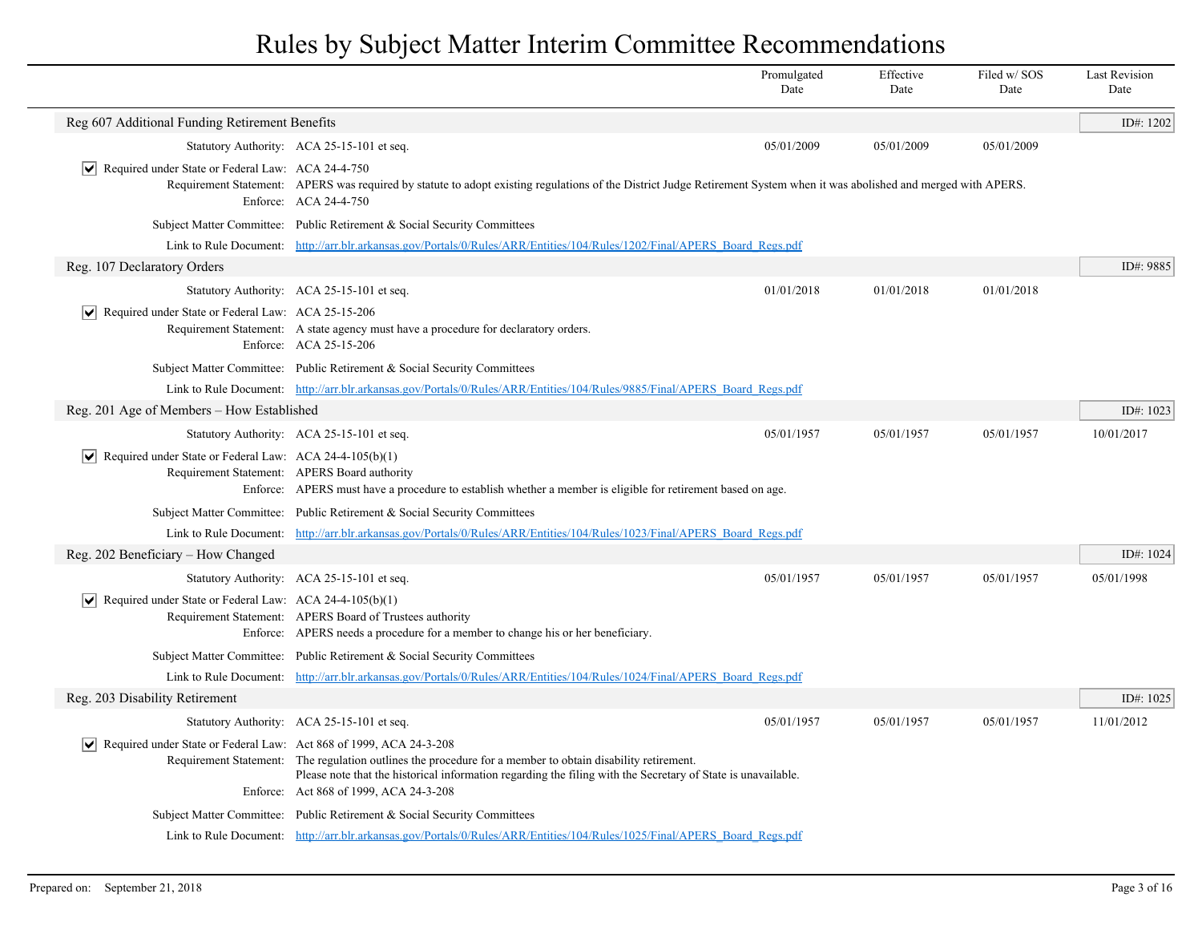# Rules by Subject Matter Interim Committee Recommendations

| | | Promulgated Date | Effective Date | Filed w/ SOS Date | Last Revision Date |
|---|---|---|---|---|---|

## Reg 607 Additional Funding Retirement Benefits

ID#: 1202

| | | Promulgated Date | Effective Date | Filed w/ SOS Date | Last Revision Date |
|---|---|---|---|---|---|
| Statutory Authority: | ACA 25-15-101 et seq. | 05/01/2009 | 05/01/2009 | 05/01/2009 | |

- [x] Required under State or Federal Law: ACA 24-4-750

Requirement Statement: APERS was required by statute to adopt existing regulations of the District Judge Retirement System when it was abolished and merged with APERS.

Enforce: ACA 24-4-750

Subject Matter Committee: Public Retirement & Social Security Committees

Link to Rule Document: http://arr.blr.arkansas.gov/Portals/0/Rules/ARR/Entities/104/Rules/1202/Final/APERS_Board_Regs.pdf

## Reg. 107 Declaratory Orders

ID#: 9885

| | | Promulgated Date | Effective Date | Filed w/ SOS Date | Last Revision Date |
|---|---|---|---|---|---|
| Statutory Authority: | ACA 25-15-101 et seq. | 01/01/2018 | 01/01/2018 | 01/01/2018 | |

- [x] Required under State or Federal Law: ACA 25-15-206

Requirement Statement: A state agency must have a procedure for declaratory orders.

Enforce: ACA 25-15-206

Subject Matter Committee: Public Retirement & Social Security Committees

Link to Rule Document: http://arr.blr.arkansas.gov/Portals/0/Rules/ARR/Entities/104/Rules/9885/Final/APERS_Board_Regs.pdf

## Reg. 201 Age of Members – How Established

ID#: 1023

| | | Promulgated Date | Effective Date | Filed w/ SOS Date | Last Revision Date |
|---|---|---|---|---|---|
| Statutory Authority: | ACA 25-15-101 et seq. | 05/01/1957 | 05/01/1957 | 05/01/1957 | 10/01/2017 |

- [x] Required under State or Federal Law: ACA 24-4-105(b)(1)

Requirement Statement: APERS Board authority

Enforce: APERS must have a procedure to establish whether a member is eligible for retirement based on age.

Subject Matter Committee: Public Retirement & Social Security Committees

Link to Rule Document: http://arr.blr.arkansas.gov/Portals/0/Rules/ARR/Entities/104/Rules/1023/Final/APERS_Board_Regs.pdf

## Reg. 202 Beneficiary – How Changed

ID#: 1024

| | | Promulgated Date | Effective Date | Filed w/ SOS Date | Last Revision Date |
|---|---|---|---|---|---|
| Statutory Authority: | ACA 25-15-101 et seq. | 05/01/1957 | 05/01/1957 | 05/01/1957 | 05/01/1998 |

- [x] Required under State or Federal Law: ACA 24-4-105(b)(1)

Requirement Statement: APERS Board of Trustees authority

Enforce: APERS needs a procedure for a member to change his or her beneficiary.

Subject Matter Committee: Public Retirement & Social Security Committees

Link to Rule Document: http://arr.blr.arkansas.gov/Portals/0/Rules/ARR/Entities/104/Rules/1024/Final/APERS_Board_Regs.pdf

## Reg. 203 Disability Retirement

ID#: 1025

| | | Promulgated Date | Effective Date | Filed w/ SOS Date | Last Revision Date |
|---|---|---|---|---|---|
| Statutory Authority: | ACA 25-15-101 et seq. | 05/01/1957 | 05/01/1957 | 05/01/1957 | 11/01/2012 |

- [x] Required under State or Federal Law: Act 868 of 1999, ACA 24-3-208

Requirement Statement: The regulation outlines the procedure for a member to obtain disability retirement.
Please note that the historical information regarding the filing with the Secretary of State is unavailable.

Enforce: Act 868 of 1999, ACA 24-3-208

Subject Matter Committee: Public Retirement & Social Security Committees

Link to Rule Document: http://arr.blr.arkansas.gov/Portals/0/Rules/ARR/Entities/104/Rules/1025/Final/APERS_Board_Regs.pdf

Prepared on: September 21, 2018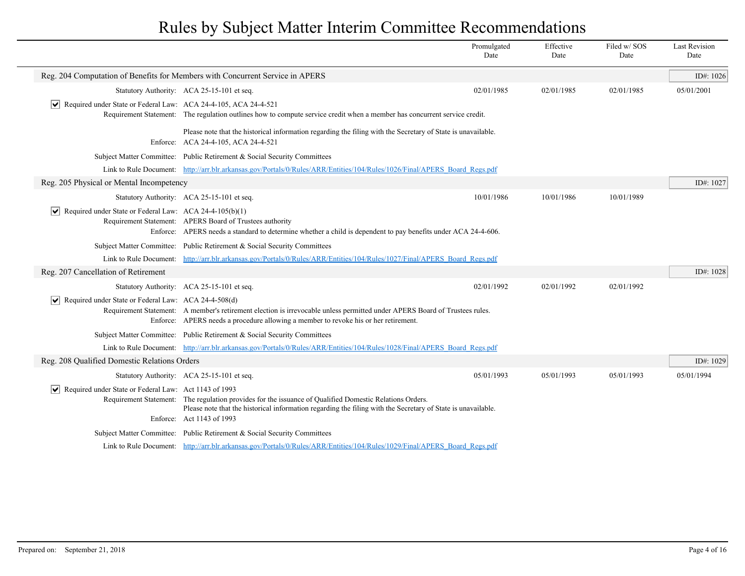# Rules by Subject Matter Interim Committee Recommendations

| | Promulgated Date | Effective Date | Filed w/ SOS Date | Last Revision Date |
|---|---|---|---|---|

## Reg. 204 Computation of Benefits for Members with Concurrent Service in APERS

ID#: 1026

| | Promulgated Date | Effective Date | Filed w/ SOS Date | Last Revision Date |
|---|---|---|---|---|
| Statutory Authority: ACA 25-15-101 et seq. | 02/01/1985 | 02/01/1985 | 02/01/1985 | 05/01/2001 |

☑ Required under State or Federal Law: ACA 24-4-105, ACA 24-4-521

Requirement Statement: The regulation outlines how to compute service credit when a member has concurrent service credit.

Please note that the historical information regarding the filing with the Secretary of State is unavailable.

Enforce: ACA 24-4-105, ACA 24-4-521

Subject Matter Committee: Public Retirement & Social Security Committees

Link to Rule Document: http://arr.blr.arkansas.gov/Portals/0/Rules/ARR/Entities/104/Rules/1026/Final/APERS_Board_Regs.pdf

## Reg. 205 Physical or Mental Incompetency

ID#: 1027

| | Promulgated Date | Effective Date | Filed w/ SOS Date | Last Revision Date |
|---|---|---|---|---|
| Statutory Authority: ACA 25-15-101 et seq. | 10/01/1986 | 10/01/1986 | 10/01/1989 | |

☑ Required under State or Federal Law: ACA 24-4-105(b)(1)

Requirement Statement: APERS Board of Trustees authority

Enforce: APERS needs a standard to determine whether a child is dependent to pay benefits under ACA 24-4-606.

Subject Matter Committee: Public Retirement & Social Security Committees

Link to Rule Document: http://arr.blr.arkansas.gov/Portals/0/Rules/ARR/Entities/104/Rules/1027/Final/APERS_Board_Regs.pdf

## Reg. 207 Cancellation of Retirement

ID#: 1028

| | Promulgated Date | Effective Date | Filed w/ SOS Date | Last Revision Date |
|---|---|---|---|---|
| Statutory Authority: ACA 25-15-101 et seq. | 02/01/1992 | 02/01/1992 | 02/01/1992 | |

☑ Required under State or Federal Law: ACA 24-4-508(d)

Requirement Statement: A member's retirement election is irrevocable unless permitted under APERS Board of Trustees rules.

Enforce: APERS needs a procedure allowing a member to revoke his or her retirement.

Subject Matter Committee: Public Retirement & Social Security Committees

Link to Rule Document: http://arr.blr.arkansas.gov/Portals/0/Rules/ARR/Entities/104/Rules/1028/Final/APERS_Board_Regs.pdf

## Reg. 208 Qualified Domestic Relations Orders

ID#: 1029

| | Promulgated Date | Effective Date | Filed w/ SOS Date | Last Revision Date |
|---|---|---|---|---|
| Statutory Authority: ACA 25-15-101 et seq. | 05/01/1993 | 05/01/1993 | 05/01/1993 | 05/01/1994 |

☑ Required under State or Federal Law: Act 1143 of 1993

Requirement Statement: The regulation provides for the issuance of Qualified Domestic Relations Orders.
Please note that the historical information regarding the filing with the Secretary of State is unavailable.

Enforce: Act 1143 of 1993

Subject Matter Committee: Public Retirement & Social Security Committees

Link to Rule Document: http://arr.blr.arkansas.gov/Portals/0/Rules/ARR/Entities/104/Rules/1029/Final/APERS_Board_Regs.pdf

Prepared on: September 21, 2018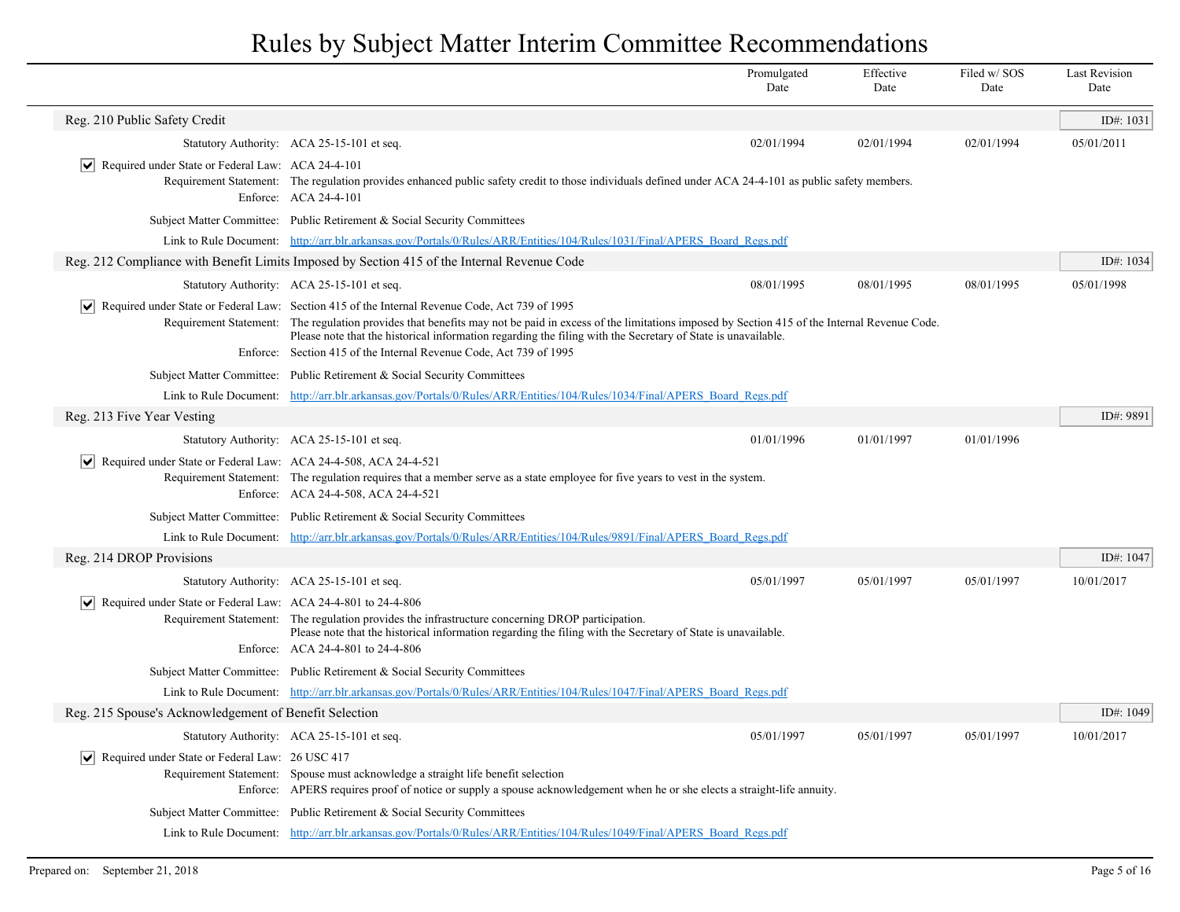# Rules by Subject Matter Interim Committee Recommendations

| | | Promulgated Date | Effective Date | Filed w/ SOS Date | Last Revision Date |
|---|---|---|---|---|---|

## Reg. 210 Public Safety Credit

ID#: 1031

| | | Promulgated Date | Effective Date | Filed w/ SOS Date | Last Revision Date |
|---|---|---|---|---|---|
| Statutory Authority: | ACA 25-15-101 et seq. | 02/01/1994 | 02/01/1994 | 02/01/1994 | 05/01/2011 |

☑ Required under State or Federal Law: ACA 24-4-101

Requirement Statement: The regulation provides enhanced public safety credit to those individuals defined under ACA 24-4-101 as public safety members.

Enforce: ACA 24-4-101

Subject Matter Committee: Public Retirement & Social Security Committees

Link to Rule Document: http://arr.blr.arkansas.gov/Portals/0/Rules/ARR/Entities/104/Rules/1031/Final/APERS_Board_Regs.pdf

## Reg. 212 Compliance with Benefit Limits Imposed by Section 415 of the Internal Revenue Code

ID#: 1034

| | | Promulgated Date | Effective Date | Filed w/ SOS Date | Last Revision Date |
|---|---|---|---|---|---|
| Statutory Authority: | ACA 25-15-101 et seq. | 08/01/1995 | 08/01/1995 | 08/01/1995 | 05/01/1998 |

☑ Required under State or Federal Law: Section 415 of the Internal Revenue Code, Act 739 of 1995

Requirement Statement: The regulation provides that benefits may not be paid in excess of the limitations imposed by Section 415 of the Internal Revenue Code. Please note that the historical information regarding the filing with the Secretary of State is unavailable.

Enforce: Section 415 of the Internal Revenue Code, Act 739 of 1995

Subject Matter Committee: Public Retirement & Social Security Committees

Link to Rule Document: http://arr.blr.arkansas.gov/Portals/0/Rules/ARR/Entities/104/Rules/1034/Final/APERS_Board_Regs.pdf

## Reg. 213 Five Year Vesting

ID#: 9891

| | | Promulgated Date | Effective Date | Filed w/ SOS Date | Last Revision Date |
|---|---|---|---|---|---|
| Statutory Authority: | ACA 25-15-101 et seq. | 01/01/1996 | 01/01/1997 | 01/01/1996 | |

☑ Required under State or Federal Law: ACA 24-4-508, ACA 24-4-521

Requirement Statement: The regulation requires that a member serve as a state employee for five years to vest in the system.

Enforce: ACA 24-4-508, ACA 24-4-521

Subject Matter Committee: Public Retirement & Social Security Committees

Link to Rule Document: http://arr.blr.arkansas.gov/Portals/0/Rules/ARR/Entities/104/Rules/9891/Final/APERS_Board_Regs.pdf

## Reg. 214 DROP Provisions

ID#: 1047

| | | Promulgated Date | Effective Date | Filed w/ SOS Date | Last Revision Date |
|---|---|---|---|---|---|
| Statutory Authority: | ACA 25-15-101 et seq. | 05/01/1997 | 05/01/1997 | 05/01/1997 | 10/01/2017 |

☑ Required under State or Federal Law: ACA 24-4-801 to 24-4-806

Requirement Statement: The regulation provides the infrastructure concerning DROP participation. Please note that the historical information regarding the filing with the Secretary of State is unavailable.

Enforce: ACA 24-4-801 to 24-4-806

Subject Matter Committee: Public Retirement & Social Security Committees

Link to Rule Document: http://arr.blr.arkansas.gov/Portals/0/Rules/ARR/Entities/104/Rules/1047/Final/APERS_Board_Regs.pdf

## Reg. 215 Spouse's Acknowledgement of Benefit Selection

ID#: 1049

| | | Promulgated Date | Effective Date | Filed w/ SOS Date | Last Revision Date |
|---|---|---|---|---|---|
| Statutory Authority: | ACA 25-15-101 et seq. | 05/01/1997 | 05/01/1997 | 05/01/1997 | 10/01/2017 |

☑ Required under State or Federal Law: 26 USC 417

Requirement Statement: Spouse must acknowledge a straight life benefit selection

Enforce: APERS requires proof of notice or supply a spouse acknowledgement when he or she elects a straight-life annuity.

Subject Matter Committee: Public Retirement & Social Security Committees

Link to Rule Document: http://arr.blr.arkansas.gov/Portals/0/Rules/ARR/Entities/104/Rules/1049/Final/APERS_Board_Regs.pdf

Prepared on: September 21, 2018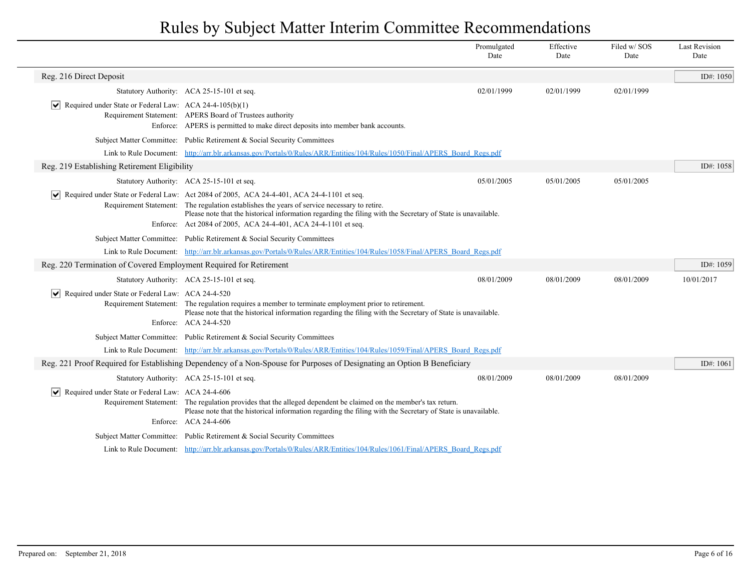# Rules by Subject Matter Interim Committee Recommendations

| | Promulgated Date | Effective Date | Filed w/ SOS Date | Last Revision Date |
|---|---|---|---|---|

## Reg. 216 Direct Deposit

ID#: 1050

| | Promulgated Date | Effective Date | Filed w/ SOS Date | Last Revision Date |
|---|---|---|---|---|
| Statutory Authority: ACA 25-15-101 et seq. | 02/01/1999 | 02/01/1999 | 02/01/1999 | |

- [x] Required under State or Federal Law: ACA 24-4-105(b)(1)

Requirement Statement: APERS Board of Trustees authority

Enforce: APERS is permitted to make direct deposits into member bank accounts.

Subject Matter Committee: Public Retirement & Social Security Committees

Link to Rule Document: http://arr.blr.arkansas.gov/Portals/0/Rules/ARR/Entities/104/Rules/1050/Final/APERS_Board_Regs.pdf

## Reg. 219 Establishing Retirement Eligibility

ID#: 1058

| | Promulgated Date | Effective Date | Filed w/ SOS Date | Last Revision Date |
|---|---|---|---|---|
| Statutory Authority: ACA 25-15-101 et seq. | 05/01/2005 | 05/01/2005 | 05/01/2005 | |

- [x] Required under State or Federal Law: Act 2084 of 2005, ACA 24-4-401, ACA 24-4-1101 et seq.

Requirement Statement: The regulation establishes the years of service necessary to retire.
Please note that the historical information regarding the filing with the Secretary of State is unavailable.

Enforce: Act 2084 of 2005, ACA 24-4-401, ACA 24-4-1101 et seq.

Subject Matter Committee: Public Retirement & Social Security Committees

Link to Rule Document: http://arr.blr.arkansas.gov/Portals/0/Rules/ARR/Entities/104/Rules/1058/Final/APERS_Board_Regs.pdf

## Reg. 220 Termination of Covered Employment Required for Retirement

ID#: 1059

| | Promulgated Date | Effective Date | Filed w/ SOS Date | Last Revision Date |
|---|---|---|---|---|
| Statutory Authority: ACA 25-15-101 et seq. | 08/01/2009 | 08/01/2009 | 08/01/2009 | 10/01/2017 |

- [x] Required under State or Federal Law: ACA 24-4-520

Requirement Statement: The regulation requires a member to terminate employment prior to retirement.
Please note that the historical information regarding the filing with the Secretary of State is unavailable.

Enforce: ACA 24-4-520

Subject Matter Committee: Public Retirement & Social Security Committees

Link to Rule Document: http://arr.blr.arkansas.gov/Portals/0/Rules/ARR/Entities/104/Rules/1059/Final/APERS_Board_Regs.pdf

## Reg. 221 Proof Required for Establishing Dependency of a Non-Spouse for Purposes of Designating an Option B Beneficiary

ID#: 1061

| | Promulgated Date | Effective Date | Filed w/ SOS Date | Last Revision Date |
|---|---|---|---|---|
| Statutory Authority: ACA 25-15-101 et seq. | 08/01/2009 | 08/01/2009 | 08/01/2009 | |

- [x] Required under State or Federal Law: ACA 24-4-606

Requirement Statement: The regulation provides that the alleged dependent be claimed on the member's tax return.
Please note that the historical information regarding the filing with the Secretary of State is unavailable.

Enforce: ACA 24-4-606

Subject Matter Committee: Public Retirement & Social Security Committees

Link to Rule Document: http://arr.blr.arkansas.gov/Portals/0/Rules/ARR/Entities/104/Rules/1061/Final/APERS_Board_Regs.pdf

Prepared on: September 21, 2018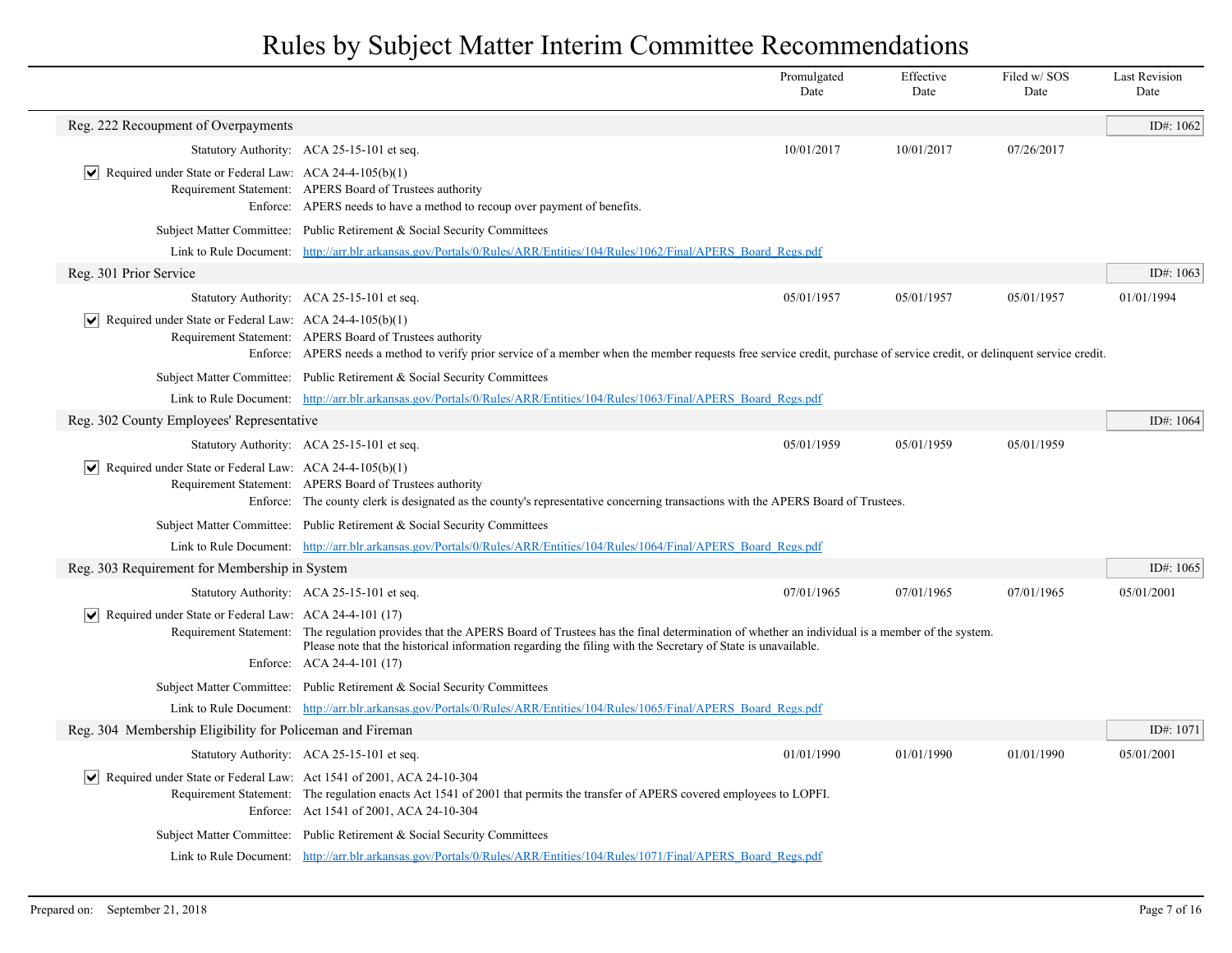# Rules by Subject Matter Interim Committee Recommendations

| | Promulgated Date | Effective Date | Filed w/ SOS Date | Last Revision Date |
|---|---|---|---|---|

## Reg. 222 Recoupment of Overpayments

ID#: 1062

| | | Promulgated Date | Effective Date | Filed w/ SOS Date | Last Revision Date |
|---|---|---|---|---|---|
| Statutory Authority: | ACA 25-15-101 et seq. | 10/01/2017 | 10/01/2017 | 07/26/2017 | |

☑ Required under State or Federal Law: ACA 24-4-105(b)(1)

Requirement Statement: APERS Board of Trustees authority

Enforce: APERS needs to have a method to recoup over payment of benefits.

Subject Matter Committee: Public Retirement & Social Security Committees

Link to Rule Document: http://arr.blr.arkansas.gov/Portals/0/Rules/ARR/Entities/104/Rules/1062/Final/APERS_Board_Regs.pdf

## Reg. 301 Prior Service

ID#: 1063

| | | Promulgated Date | Effective Date | Filed w/ SOS Date | Last Revision Date |
|---|---|---|---|---|---|
| Statutory Authority: | ACA 25-15-101 et seq. | 05/01/1957 | 05/01/1957 | 05/01/1957 | 01/01/1994 |

☑ Required under State or Federal Law: ACA 24-4-105(b)(1)

Requirement Statement: APERS Board of Trustees authority

Enforce: APERS needs a method to verify prior service of a member when the member requests free service credit, purchase of service credit, or delinquent service credit.

Subject Matter Committee: Public Retirement & Social Security Committees

Link to Rule Document: http://arr.blr.arkansas.gov/Portals/0/Rules/ARR/Entities/104/Rules/1063/Final/APERS_Board_Regs.pdf

## Reg. 302 County Employees' Representative

ID#: 1064

| | | Promulgated Date | Effective Date | Filed w/ SOS Date | Last Revision Date |
|---|---|---|---|---|---|
| Statutory Authority: | ACA 25-15-101 et seq. | 05/01/1959 | 05/01/1959 | 05/01/1959 | |

☑ Required under State or Federal Law: ACA 24-4-105(b)(1)

Requirement Statement: APERS Board of Trustees authority

Enforce: The county clerk is designated as the county's representative concerning transactions with the APERS Board of Trustees.

Subject Matter Committee: Public Retirement & Social Security Committees

Link to Rule Document: http://arr.blr.arkansas.gov/Portals/0/Rules/ARR/Entities/104/Rules/1064/Final/APERS_Board_Regs.pdf

## Reg. 303 Requirement for Membership in System

ID#: 1065

| | | Promulgated Date | Effective Date | Filed w/ SOS Date | Last Revision Date |
|---|---|---|---|---|---|
| Statutory Authority: | ACA 25-15-101 et seq. | 07/01/1965 | 07/01/1965 | 07/01/1965 | 05/01/2001 |

☑ Required under State or Federal Law: ACA 24-4-101 (17)

Requirement Statement: The regulation provides that the APERS Board of Trustees has the final determination of whether an individual is a member of the system. Please note that the historical information regarding the filing with the Secretary of State is unavailable.

Enforce: ACA 24-4-101 (17)

Subject Matter Committee: Public Retirement & Social Security Committees

Link to Rule Document: http://arr.blr.arkansas.gov/Portals/0/Rules/ARR/Entities/104/Rules/1065/Final/APERS_Board_Regs.pdf

## Reg. 304 Membership Eligibility for Policeman and Fireman

ID#: 1071

| | | Promulgated Date | Effective Date | Filed w/ SOS Date | Last Revision Date |
|---|---|---|---|---|---|
| Statutory Authority: | ACA 25-15-101 et seq. | 01/01/1990 | 01/01/1990 | 01/01/1990 | 05/01/2001 |

☑ Required under State or Federal Law: Act 1541 of 2001, ACA 24-10-304

Requirement Statement: The regulation enacts Act 1541 of 2001 that permits the transfer of APERS covered employees to LOPFI.

Enforce: Act 1541 of 2001, ACA 24-10-304

Subject Matter Committee: Public Retirement & Social Security Committees

Link to Rule Document: http://arr.blr.arkansas.gov/Portals/0/Rules/ARR/Entities/104/Rules/1071/Final/APERS_Board_Regs.pdf

Prepared on: September 21, 2018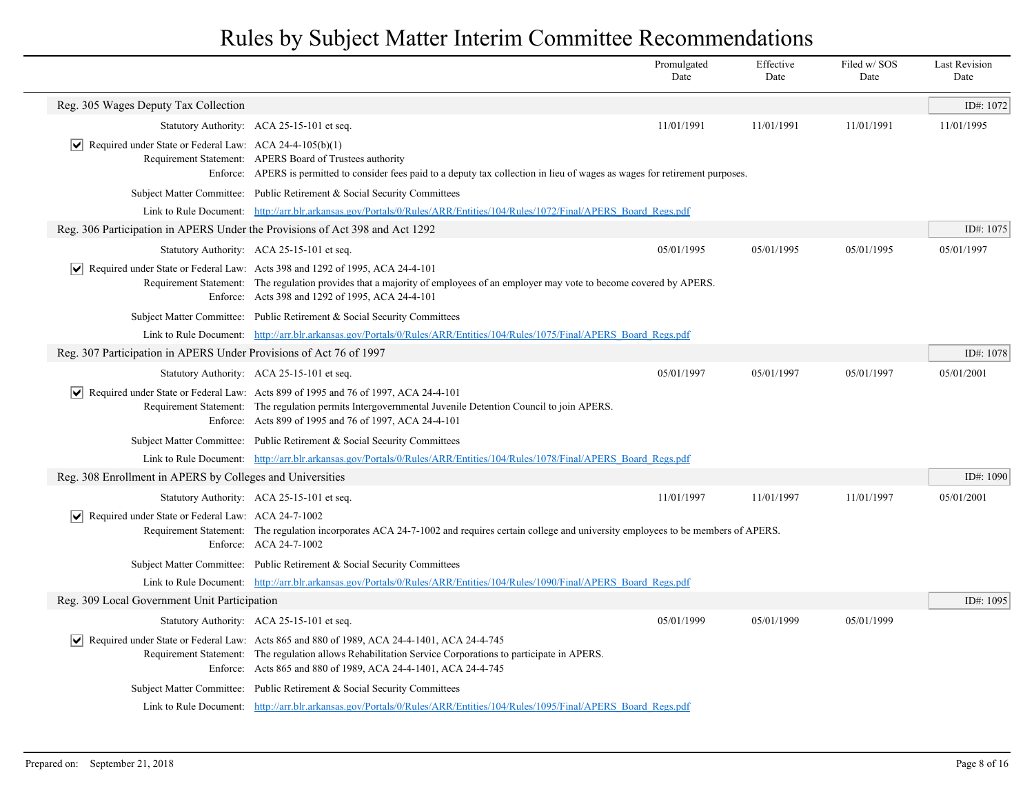# Rules by Subject Matter Interim Committee Recommendations

| | Promulgated Date | Effective Date | Filed w/ SOS Date | Last Revision Date |
|---|---|---|---|---|

## Reg. 305 Wages Deputy Tax Collection

ID#: 1072

| | Promulgated Date | Effective Date | Filed w/ SOS Date | Last Revision Date |
|---|---|---|---|---|
| Statutory Authority: ACA 25-15-101 et seq. | 11/01/1991 | 11/01/1991 | 11/01/1991 | 11/01/1995 |

- [x] Required under State or Federal Law: ACA 24-4-105(b)(1)

Requirement Statement: APERS Board of Trustees authority

Enforce: APERS is permitted to consider fees paid to a deputy tax collection in lieu of wages as wages for retirement purposes.

Subject Matter Committee: Public Retirement & Social Security Committees

Link to Rule Document: http://arr.blr.arkansas.gov/Portals/0/Rules/ARR/Entities/104/Rules/1072/Final/APERS_Board_Regs.pdf

## Reg. 306 Participation in APERS Under the Provisions of Act 398 and Act 1292

ID#: 1075

| | Promulgated Date | Effective Date | Filed w/ SOS Date | Last Revision Date |
|---|---|---|---|---|
| Statutory Authority: ACA 25-15-101 et seq. | 05/01/1995 | 05/01/1995 | 05/01/1995 | 05/01/1997 |

- [x] Required under State or Federal Law: Acts 398 and 1292 of 1995, ACA 24-4-101

Requirement Statement: The regulation provides that a majority of employees of an employer may vote to become covered by APERS.

Enforce: Acts 398 and 1292 of 1995, ACA 24-4-101

Subject Matter Committee: Public Retirement & Social Security Committees

Link to Rule Document: http://arr.blr.arkansas.gov/Portals/0/Rules/ARR/Entities/104/Rules/1075/Final/APERS_Board_Regs.pdf

## Reg. 307 Participation in APERS Under Provisions of Act 76 of 1997

ID#: 1078

| | Promulgated Date | Effective Date | Filed w/ SOS Date | Last Revision Date |
|---|---|---|---|---|
| Statutory Authority: ACA 25-15-101 et seq. | 05/01/1997 | 05/01/1997 | 05/01/1997 | 05/01/2001 |

- [x] Required under State or Federal Law: Acts 899 of 1995 and 76 of 1997, ACA 24-4-101

Requirement Statement: The regulation permits Intergovernmental Juvenile Detention Council to join APERS.

Enforce: Acts 899 of 1995 and 76 of 1997, ACA 24-4-101

Subject Matter Committee: Public Retirement & Social Security Committees

Link to Rule Document: http://arr.blr.arkansas.gov/Portals/0/Rules/ARR/Entities/104/Rules/1078/Final/APERS_Board_Regs.pdf

## Reg. 308 Enrollment in APERS by Colleges and Universities

ID#: 1090

| | Promulgated Date | Effective Date | Filed w/ SOS Date | Last Revision Date |
|---|---|---|---|---|
| Statutory Authority: ACA 25-15-101 et seq. | 11/01/1997 | 11/01/1997 | 11/01/1997 | 05/01/2001 |

- [x] Required under State or Federal Law: ACA 24-7-1002

Requirement Statement: The regulation incorporates ACA 24-7-1002 and requires certain college and university employees to be members of APERS.

Enforce: ACA 24-7-1002

Subject Matter Committee: Public Retirement & Social Security Committees

Link to Rule Document: http://arr.blr.arkansas.gov/Portals/0/Rules/ARR/Entities/104/Rules/1090/Final/APERS_Board_Regs.pdf

## Reg. 309 Local Government Unit Participation

ID#: 1095

| | Promulgated Date | Effective Date | Filed w/ SOS Date | Last Revision Date |
|---|---|---|---|---|
| Statutory Authority: ACA 25-15-101 et seq. | 05/01/1999 | 05/01/1999 | 05/01/1999 | |

- [x] Required under State or Federal Law: Acts 865 and 880 of 1989, ACA 24-4-1401, ACA 24-4-745

Requirement Statement: The regulation allows Rehabilitation Service Corporations to participate in APERS.

Enforce: Acts 865 and 880 of 1989, ACA 24-4-1401, ACA 24-4-745

Subject Matter Committee: Public Retirement & Social Security Committees

Link to Rule Document: http://arr.blr.arkansas.gov/Portals/0/Rules/ARR/Entities/104/Rules/1095/Final/APERS_Board_Regs.pdf

Prepared on: September 21, 2018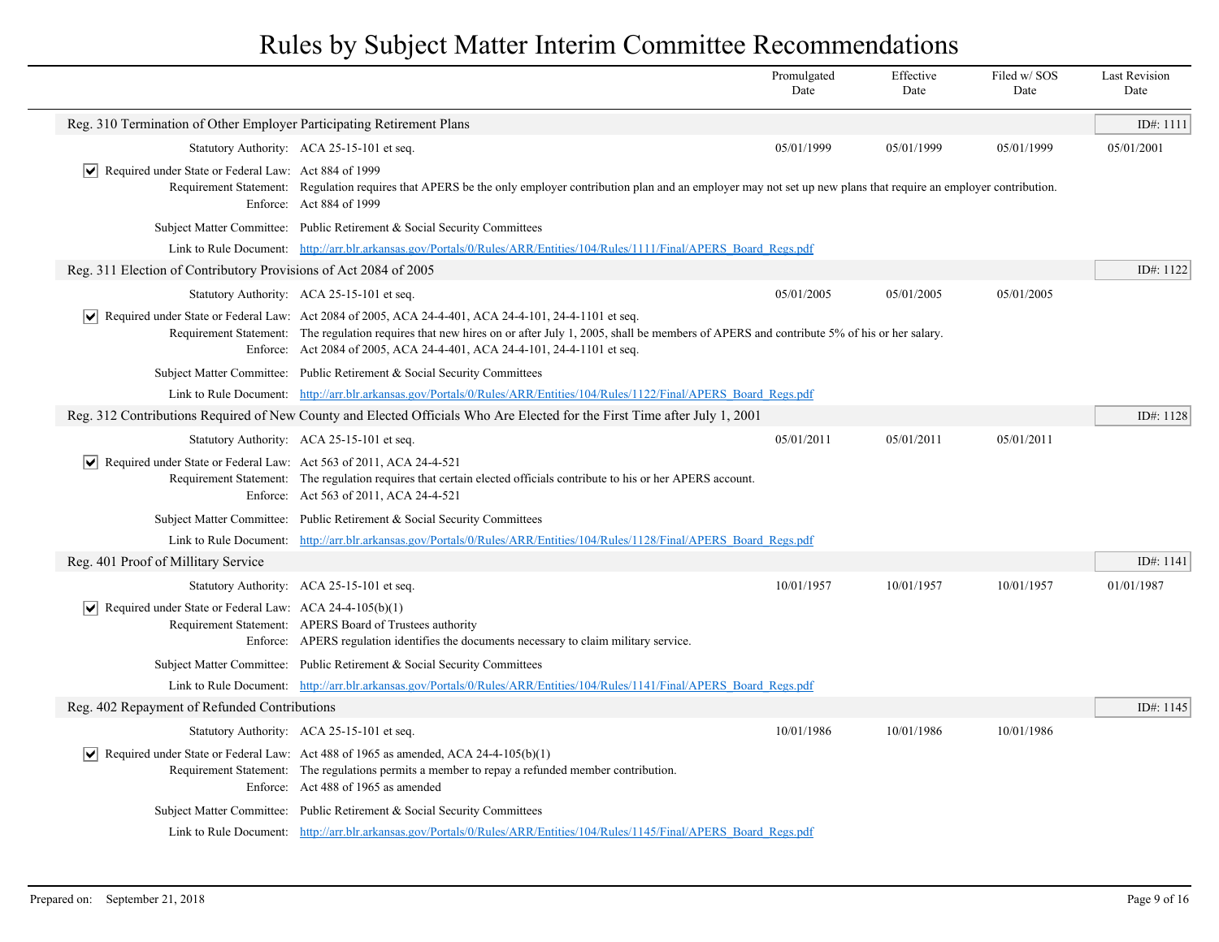# Rules by Subject Matter Interim Committee Recommendations

| | Promulgated Date | Effective Date | Filed w/ SOS Date | Last Revision Date |
|---|---|---|---|---|

## Reg. 310 Termination of Other Employer Participating Retirement Plans

ID#: 1111

| | Promulgated Date | Effective Date | Filed w/ SOS Date | Last Revision Date |
|---|---|---|---|---|
| Statutory Authority: ACA 25-15-101 et seq. | 05/01/1999 | 05/01/1999 | 05/01/1999 | 05/01/2001 |

- [x] Required under State or Federal Law: Act 884 of 1999

Requirement Statement: Regulation requires that APERS be the only employer contribution plan and an employer may not set up new plans that require an employer contribution.

Enforce: Act 884 of 1999

Subject Matter Committee: Public Retirement & Social Security Committees

Link to Rule Document: http://arr.blr.arkansas.gov/Portals/0/Rules/ARR/Entities/104/Rules/1111/Final/APERS_Board_Regs.pdf

## Reg. 311 Election of Contributory Provisions of Act 2084 of 2005

ID#: 1122

| | Promulgated Date | Effective Date | Filed w/ SOS Date | Last Revision Date |
|---|---|---|---|---|
| Statutory Authority: ACA 25-15-101 et seq. | 05/01/2005 | 05/01/2005 | 05/01/2005 | |

- [x] Required under State or Federal Law: Act 2084 of 2005, ACA 24-4-401, ACA 24-4-101, 24-4-1101 et seq.

Requirement Statement: The regulation requires that new hires on or after July 1, 2005, shall be members of APERS and contribute 5% of his or her salary.

Enforce: Act 2084 of 2005, ACA 24-4-401, ACA 24-4-101, 24-4-1101 et seq.

Subject Matter Committee: Public Retirement & Social Security Committees

Link to Rule Document: http://arr.blr.arkansas.gov/Portals/0/Rules/ARR/Entities/104/Rules/1122/Final/APERS_Board_Regs.pdf

## Reg. 312 Contributions Required of New County and Elected Officials Who Are Elected for the First Time after July 1, 2001

ID#: 1128

| | Promulgated Date | Effective Date | Filed w/ SOS Date | Last Revision Date |
|---|---|---|---|---|
| Statutory Authority: ACA 25-15-101 et seq. | 05/01/2011 | 05/01/2011 | 05/01/2011 | |

- [x] Required under State or Federal Law: Act 563 of 2011, ACA 24-4-521

Requirement Statement: The regulation requires that certain elected officials contribute to his or her APERS account.

Enforce: Act 563 of 2011, ACA 24-4-521

Subject Matter Committee: Public Retirement & Social Security Committees

Link to Rule Document: http://arr.blr.arkansas.gov/Portals/0/Rules/ARR/Entities/104/Rules/1128/Final/APERS_Board_Regs.pdf

## Reg. 401 Proof of Millitary Service

ID#: 1141

| | Promulgated Date | Effective Date | Filed w/ SOS Date | Last Revision Date |
|---|---|---|---|---|
| Statutory Authority: ACA 25-15-101 et seq. | 10/01/1957 | 10/01/1957 | 10/01/1957 | 01/01/1987 |

- [x] Required under State or Federal Law: ACA 24-4-105(b)(1)

Requirement Statement: APERS Board of Trustees authority

Enforce: APERS regulation identifies the documents necessary to claim military service.

Subject Matter Committee: Public Retirement & Social Security Committees

Link to Rule Document: http://arr.blr.arkansas.gov/Portals/0/Rules/ARR/Entities/104/Rules/1141/Final/APERS_Board_Regs.pdf

## Reg. 402 Repayment of Refunded Contributions

ID#: 1145

| | Promulgated Date | Effective Date | Filed w/ SOS Date | Last Revision Date |
|---|---|---|---|---|
| Statutory Authority: ACA 25-15-101 et seq. | 10/01/1986 | 10/01/1986 | 10/01/1986 | |

- [x] Required under State or Federal Law: Act 488 of 1965 as amended, ACA 24-4-105(b)(1)

Requirement Statement: The regulations permits a member to repay a refunded member contribution.

Enforce: Act 488 of 1965 as amended

Subject Matter Committee: Public Retirement & Social Security Committees

Link to Rule Document: http://arr.blr.arkansas.gov/Portals/0/Rules/ARR/Entities/104/Rules/1145/Final/APERS_Board_Regs.pdf

Prepared on: September 21, 2018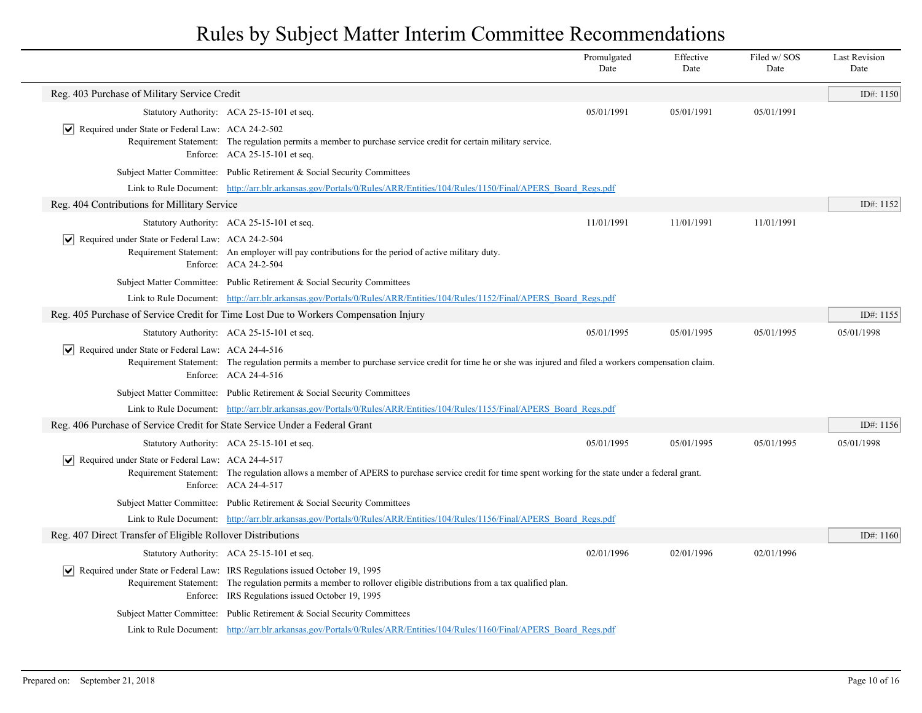# Rules by Subject Matter Interim Committee Recommendations

| | Promulgated Date | Effective Date | Filed w/ SOS Date | Last Revision Date |
|---|---|---|---|---|

## Reg. 403 Purchase of Military Service Credit

ID#: 1150

| | Promulgated Date | Effective Date | Filed w/ SOS Date | Last Revision Date |
|---|---|---|---|---|
| Statutory Authority: ACA 25-15-101 et seq. | 05/01/1991 | 05/01/1991 | 05/01/1991 | |

- [x] Required under State or Federal Law: ACA 24-2-502

Requirement Statement: The regulation permits a member to purchase service credit for certain military service.

Enforce: ACA 25-15-101 et seq.

Subject Matter Committee: Public Retirement & Social Security Committees

Link to Rule Document: http://arr.blr.arkansas.gov/Portals/0/Rules/ARR/Entities/104/Rules/1150/Final/APERS_Board_Regs.pdf

## Reg. 404 Contributions for Millitary Service

ID#: 1152

| | Promulgated Date | Effective Date | Filed w/ SOS Date | Last Revision Date |
|---|---|---|---|---|
| Statutory Authority: ACA 25-15-101 et seq. | 11/01/1991 | 11/01/1991 | 11/01/1991 | |

- [x] Required under State or Federal Law: ACA 24-2-504

Requirement Statement: An employer will pay contributions for the period of active military duty.

Enforce: ACA 24-2-504

Subject Matter Committee: Public Retirement & Social Security Committees

Link to Rule Document: http://arr.blr.arkansas.gov/Portals/0/Rules/ARR/Entities/104/Rules/1152/Final/APERS_Board_Regs.pdf

## Reg. 405 Purchase of Service Credit for Time Lost Due to Workers Compensation Injury

ID#: 1155

| | Promulgated Date | Effective Date | Filed w/ SOS Date | Last Revision Date |
|---|---|---|---|---|
| Statutory Authority: ACA 25-15-101 et seq. | 05/01/1995 | 05/01/1995 | 05/01/1995 | 05/01/1998 |

- [x] Required under State or Federal Law: ACA 24-4-516

Requirement Statement: The regulation permits a member to purchase service credit for time he or she was injured and filed a workers compensation claim.

Enforce: ACA 24-4-516

Subject Matter Committee: Public Retirement & Social Security Committees

Link to Rule Document: http://arr.blr.arkansas.gov/Portals/0/Rules/ARR/Entities/104/Rules/1155/Final/APERS_Board_Regs.pdf

## Reg. 406 Purchase of Service Credit for State Service Under a Federal Grant

ID#: 1156

| | Promulgated Date | Effective Date | Filed w/ SOS Date | Last Revision Date |
|---|---|---|---|---|
| Statutory Authority: ACA 25-15-101 et seq. | 05/01/1995 | 05/01/1995 | 05/01/1995 | 05/01/1998 |

- [x] Required under State or Federal Law: ACA 24-4-517

Requirement Statement: The regulation allows a member of APERS to purchase service credit for time spent working for the state under a federal grant.

Enforce: ACA 24-4-517

Subject Matter Committee: Public Retirement & Social Security Committees

Link to Rule Document: http://arr.blr.arkansas.gov/Portals/0/Rules/ARR/Entities/104/Rules/1156/Final/APERS_Board_Regs.pdf

## Reg. 407 Direct Transfer of Eligible Rollover Distributions

ID#: 1160

| | Promulgated Date | Effective Date | Filed w/ SOS Date | Last Revision Date |
|---|---|---|---|---|
| Statutory Authority: ACA 25-15-101 et seq. | 02/01/1996 | 02/01/1996 | 02/01/1996 | |

- [x] Required under State or Federal Law: IRS Regulations issued October 19, 1995

Requirement Statement: The regulation permits a member to rollover eligible distributions from a tax qualified plan.

Enforce: IRS Regulations issued October 19, 1995

Subject Matter Committee: Public Retirement & Social Security Committees

Link to Rule Document: http://arr.blr.arkansas.gov/Portals/0/Rules/ARR/Entities/104/Rules/1160/Final/APERS_Board_Regs.pdf

Prepared on: September 21, 2018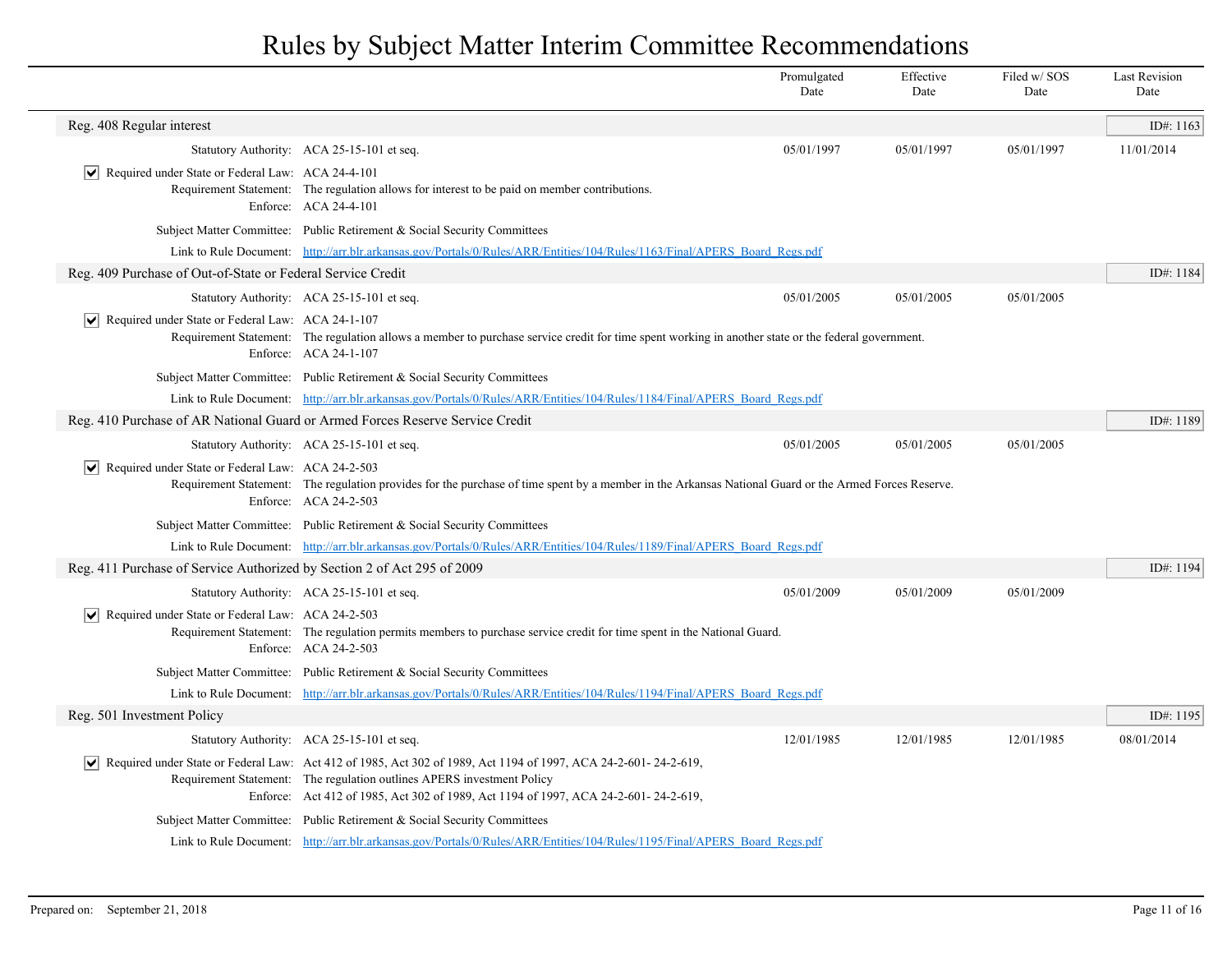# Rules by Subject Matter Interim Committee Recommendations

| | Promulgated Date | Effective Date | Filed w/ SOS Date | Last Revision Date |
|---|---|---|---|---|

## Reg. 408 Regular interest

ID#: 1163

| | | Promulgated Date | Effective Date | Filed w/ SOS Date | Last Revision Date |
|---|---|---|---|---|---|
| Statutory Authority: | ACA 25-15-101 et seq. | 05/01/1997 | 05/01/1997 | 05/01/1997 | 11/01/2014 |

☑ Required under State or Federal Law: ACA 24-4-101

Requirement Statement: The regulation allows for interest to be paid on member contributions.

Enforce: ACA 24-4-101

Subject Matter Committee: Public Retirement & Social Security Committees

Link to Rule Document: http://arr.blr.arkansas.gov/Portals/0/Rules/ARR/Entities/104/Rules/1163/Final/APERS_Board_Regs.pdf

## Reg. 409 Purchase of Out-of-State or Federal Service Credit

ID#: 1184

| | | Promulgated Date | Effective Date | Filed w/ SOS Date | Last Revision Date |
|---|---|---|---|---|---|
| Statutory Authority: | ACA 25-15-101 et seq. | 05/01/2005 | 05/01/2005 | 05/01/2005 | |

☑ Required under State or Federal Law: ACA 24-1-107

Requirement Statement: The regulation allows a member to purchase service credit for time spent working in another state or the federal government.

Enforce: ACA 24-1-107

Subject Matter Committee: Public Retirement & Social Security Committees

Link to Rule Document: http://arr.blr.arkansas.gov/Portals/0/Rules/ARR/Entities/104/Rules/1184/Final/APERS_Board_Regs.pdf

## Reg. 410 Purchase of AR National Guard or Armed Forces Reserve Service Credit

ID#: 1189

| | | Promulgated Date | Effective Date | Filed w/ SOS Date | Last Revision Date |
|---|---|---|---|---|---|
| Statutory Authority: | ACA 25-15-101 et seq. | 05/01/2005 | 05/01/2005 | 05/01/2005 | |

☑ Required under State or Federal Law: ACA 24-2-503

Requirement Statement: The regulation provides for the purchase of time spent by a member in the Arkansas National Guard or the Armed Forces Reserve.

Enforce: ACA 24-2-503

Subject Matter Committee: Public Retirement & Social Security Committees

Link to Rule Document: http://arr.blr.arkansas.gov/Portals/0/Rules/ARR/Entities/104/Rules/1189/Final/APERS_Board_Regs.pdf

## Reg. 411 Purchase of Service Authorized by Section 2 of Act 295 of 2009

ID#: 1194

| | | Promulgated Date | Effective Date | Filed w/ SOS Date | Last Revision Date |
|---|---|---|---|---|---|
| Statutory Authority: | ACA 25-15-101 et seq. | 05/01/2009 | 05/01/2009 | 05/01/2009 | |

☑ Required under State or Federal Law: ACA 24-2-503

Requirement Statement: The regulation permits members to purchase service credit for time spent in the National Guard.

Enforce: ACA 24-2-503

Subject Matter Committee: Public Retirement & Social Security Committees

Link to Rule Document: http://arr.blr.arkansas.gov/Portals/0/Rules/ARR/Entities/104/Rules/1194/Final/APERS_Board_Regs.pdf

## Reg. 501 Investment Policy

ID#: 1195

| | | Promulgated Date | Effective Date | Filed w/ SOS Date | Last Revision Date |
|---|---|---|---|---|---|
| Statutory Authority: | ACA 25-15-101 et seq. | 12/01/1985 | 12/01/1985 | 12/01/1985 | 08/01/2014 |

☑ Required under State or Federal Law: Act 412 of 1985, Act 302 of 1989, Act 1194 of 1997, ACA 24-2-601- 24-2-619,

Requirement Statement: The regulation outlines APERS investment Policy

Enforce: Act 412 of 1985, Act 302 of 1989, Act 1194 of 1997, ACA 24-2-601- 24-2-619,

Subject Matter Committee: Public Retirement & Social Security Committees

Link to Rule Document: http://arr.blr.arkansas.gov/Portals/0/Rules/ARR/Entities/104/Rules/1195/Final/APERS_Board_Regs.pdf

Prepared on: September 21, 2018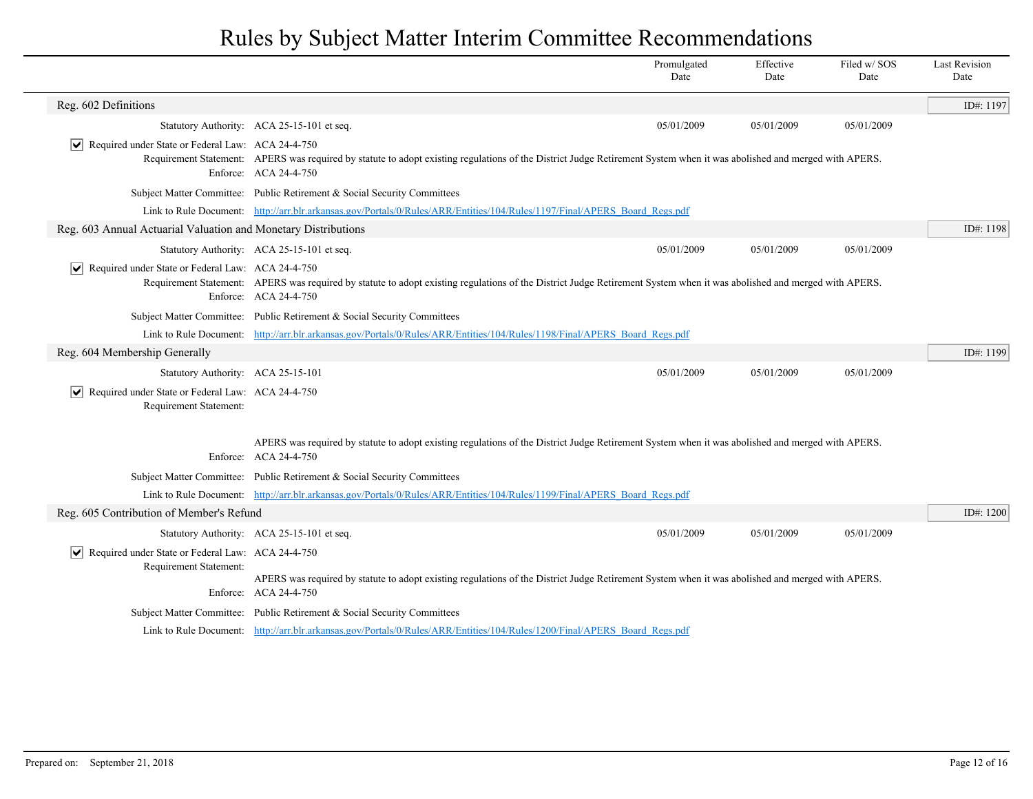# Rules by Subject Matter Interim Committee Recommendations

| | | Promulgated Date | Effective Date | Filed w/ SOS Date | Last Revision Date |
|---|---|---|---|---|---|

## Reg. 602 Definitions

ID#: 1197

| | | Promulgated Date | Effective Date | Filed w/ SOS Date | Last Revision Date |
|---|---|---|---|---|---|
| Statutory Authority: | ACA 25-15-101 et seq. | 05/01/2009 | 05/01/2009 | 05/01/2009 | |

- [x] Required under State or Federal Law: ACA 24-4-750

Requirement Statement: APERS was required by statute to adopt existing regulations of the District Judge Retirement System when it was abolished and merged with APERS.

Enforce: ACA 24-4-750

Subject Matter Committee: Public Retirement & Social Security Committees

Link to Rule Document: http://arr.blr.arkansas.gov/Portals/0/Rules/ARR/Entities/104/Rules/1197/Final/APERS_Board_Regs.pdf

## Reg. 603 Annual Actuarial Valuation and Monetary Distributions

ID#: 1198

| | | Promulgated Date | Effective Date | Filed w/ SOS Date | Last Revision Date |
|---|---|---|---|---|---|
| Statutory Authority: | ACA 25-15-101 et seq. | 05/01/2009 | 05/01/2009 | 05/01/2009 | |

- [x] Required under State or Federal Law: ACA 24-4-750

Requirement Statement: APERS was required by statute to adopt existing regulations of the District Judge Retirement System when it was abolished and merged with APERS.

Enforce: ACA 24-4-750

Subject Matter Committee: Public Retirement & Social Security Committees

Link to Rule Document: http://arr.blr.arkansas.gov/Portals/0/Rules/ARR/Entities/104/Rules/1198/Final/APERS_Board_Regs.pdf

## Reg. 604 Membership Generally

ID#: 1199

| | | Promulgated Date | Effective Date | Filed w/ SOS Date | Last Revision Date |
|---|---|---|---|---|---|
| Statutory Authority: | ACA 25-15-101 | 05/01/2009 | 05/01/2009 | 05/01/2009 | |

- [x] Required under State or Federal Law: ACA 24-4-750

Requirement Statement: APERS was required by statute to adopt existing regulations of the District Judge Retirement System when it was abolished and merged with APERS.

Enforce: ACA 24-4-750

Subject Matter Committee: Public Retirement & Social Security Committees

Link to Rule Document: http://arr.blr.arkansas.gov/Portals/0/Rules/ARR/Entities/104/Rules/1199/Final/APERS_Board_Regs.pdf

## Reg. 605 Contribution of Member's Refund

ID#: 1200

| | | Promulgated Date | Effective Date | Filed w/ SOS Date | Last Revision Date |
|---|---|---|---|---|---|
| Statutory Authority: | ACA 25-15-101 et seq. | 05/01/2009 | 05/01/2009 | 05/01/2009 | |

- [x] Required under State or Federal Law: ACA 24-4-750

Requirement Statement: APERS was required by statute to adopt existing regulations of the District Judge Retirement System when it was abolished and merged with APERS.

Enforce: ACA 24-4-750

Subject Matter Committee: Public Retirement & Social Security Committees

Link to Rule Document: http://arr.blr.arkansas.gov/Portals/0/Rules/ARR/Entities/104/Rules/1200/Final/APERS_Board_Regs.pdf

Prepared on: September 21, 2018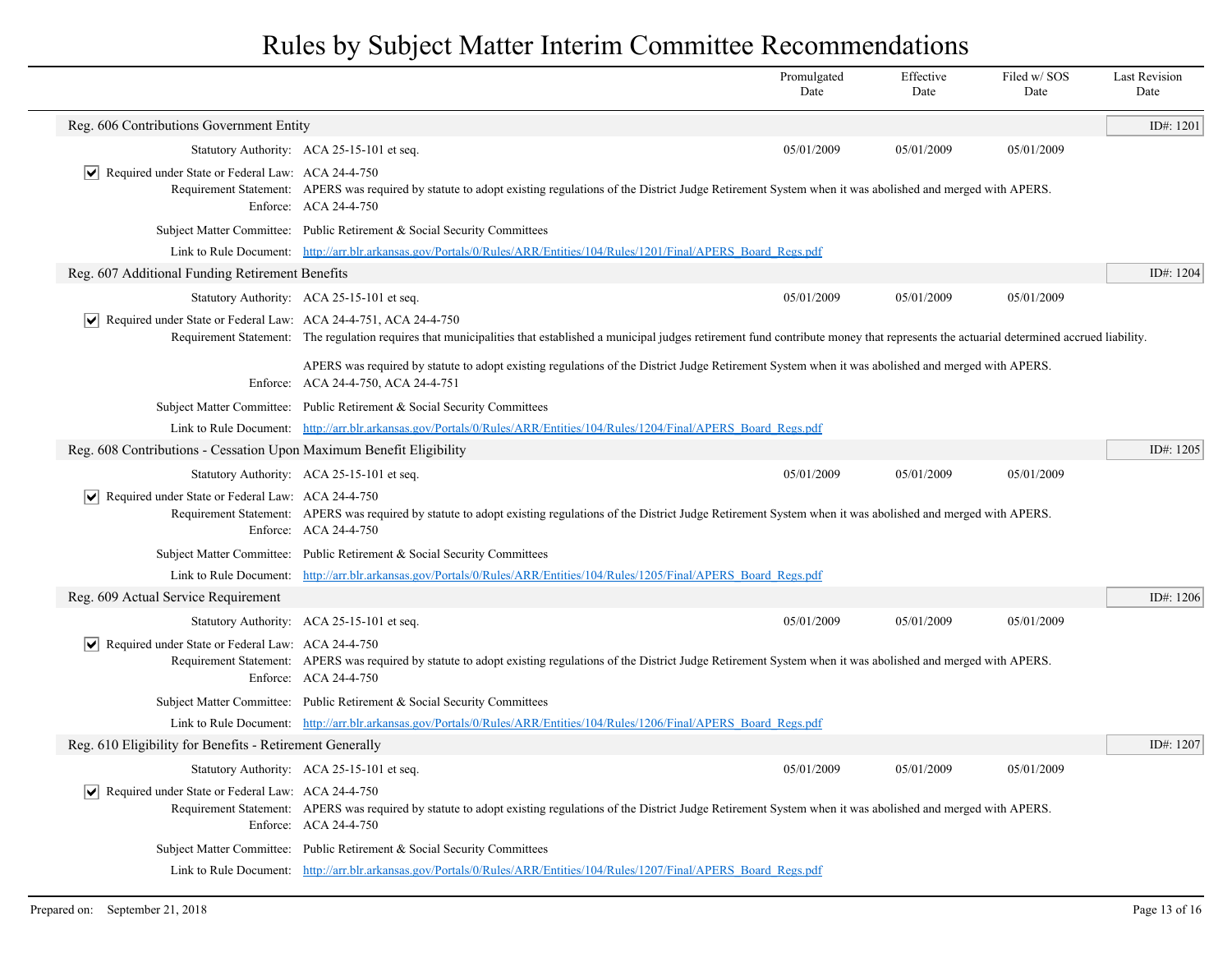# Rules by Subject Matter Interim Committee Recommendations

| | Promulgated Date | Effective Date | Filed w/ SOS Date | Last Revision Date |
|---|---|---|---|---|

## Reg. 606 Contributions Government Entity

ID#: 1201

| | Promulgated Date | Effective Date | Filed w/ SOS Date | Last Revision Date |
|---|---|---|---|---|
| Statutory Authority: ACA 25-15-101 et seq. | 05/01/2009 | 05/01/2009 | 05/01/2009 | |

☑ Required under State or Federal Law: ACA 24-4-750

Requirement Statement: APERS was required by statute to adopt existing regulations of the District Judge Retirement System when it was abolished and merged with APERS.

Enforce: ACA 24-4-750

Subject Matter Committee: Public Retirement & Social Security Committees

Link to Rule Document: http://arr.blr.arkansas.gov/Portals/0/Rules/ARR/Entities/104/Rules/1201/Final/APERS_Board_Regs.pdf

## Reg. 607 Additional Funding Retirement Benefits

ID#: 1204

| | Promulgated Date | Effective Date | Filed w/ SOS Date | Last Revision Date |
|---|---|---|---|---|
| Statutory Authority: ACA 25-15-101 et seq. | 05/01/2009 | 05/01/2009 | 05/01/2009 | |

☑ Required under State or Federal Law: ACA 24-4-751, ACA 24-4-750

Requirement Statement: The regulation requires that municipalities that established a municipal judges retirement fund contribute money that represents the actuarial determined accrued liability.

APERS was required by statute to adopt existing regulations of the District Judge Retirement System when it was abolished and merged with APERS.

Enforce: ACA 24-4-750, ACA 24-4-751

Subject Matter Committee: Public Retirement & Social Security Committees

Link to Rule Document: http://arr.blr.arkansas.gov/Portals/0/Rules/ARR/Entities/104/Rules/1204/Final/APERS_Board_Regs.pdf

## Reg. 608 Contributions - Cessation Upon Maximum Benefit Eligibility

ID#: 1205

| | Promulgated Date | Effective Date | Filed w/ SOS Date | Last Revision Date |
|---|---|---|---|---|
| Statutory Authority: ACA 25-15-101 et seq. | 05/01/2009 | 05/01/2009 | 05/01/2009 | |

☑ Required under State or Federal Law: ACA 24-4-750

Requirement Statement: APERS was required by statute to adopt existing regulations of the District Judge Retirement System when it was abolished and merged with APERS.

Enforce: ACA 24-4-750

Subject Matter Committee: Public Retirement & Social Security Committees

Link to Rule Document: http://arr.blr.arkansas.gov/Portals/0/Rules/ARR/Entities/104/Rules/1205/Final/APERS_Board_Regs.pdf

## Reg. 609 Actual Service Requirement

ID#: 1206

| | Promulgated Date | Effective Date | Filed w/ SOS Date | Last Revision Date |
|---|---|---|---|---|
| Statutory Authority: ACA 25-15-101 et seq. | 05/01/2009 | 05/01/2009 | 05/01/2009 | |

☑ Required under State or Federal Law: ACA 24-4-750

Requirement Statement: APERS was required by statute to adopt existing regulations of the District Judge Retirement System when it was abolished and merged with APERS.

Enforce: ACA 24-4-750

Subject Matter Committee: Public Retirement & Social Security Committees

Link to Rule Document: http://arr.blr.arkansas.gov/Portals/0/Rules/ARR/Entities/104/Rules/1206/Final/APERS_Board_Regs.pdf

## Reg. 610 Eligibility for Benefits - Retirement Generally

ID#: 1207

| | Promulgated Date | Effective Date | Filed w/ SOS Date | Last Revision Date |
|---|---|---|---|---|
| Statutory Authority: ACA 25-15-101 et seq. | 05/01/2009 | 05/01/2009 | 05/01/2009 | |

☑ Required under State or Federal Law: ACA 24-4-750

Requirement Statement: APERS was required by statute to adopt existing regulations of the District Judge Retirement System when it was abolished and merged with APERS.

Enforce: ACA 24-4-750

Subject Matter Committee: Public Retirement & Social Security Committees

Link to Rule Document: http://arr.blr.arkansas.gov/Portals/0/Rules/ARR/Entities/104/Rules/1207/Final/APERS_Board_Regs.pdf

Prepared on: September 21, 2018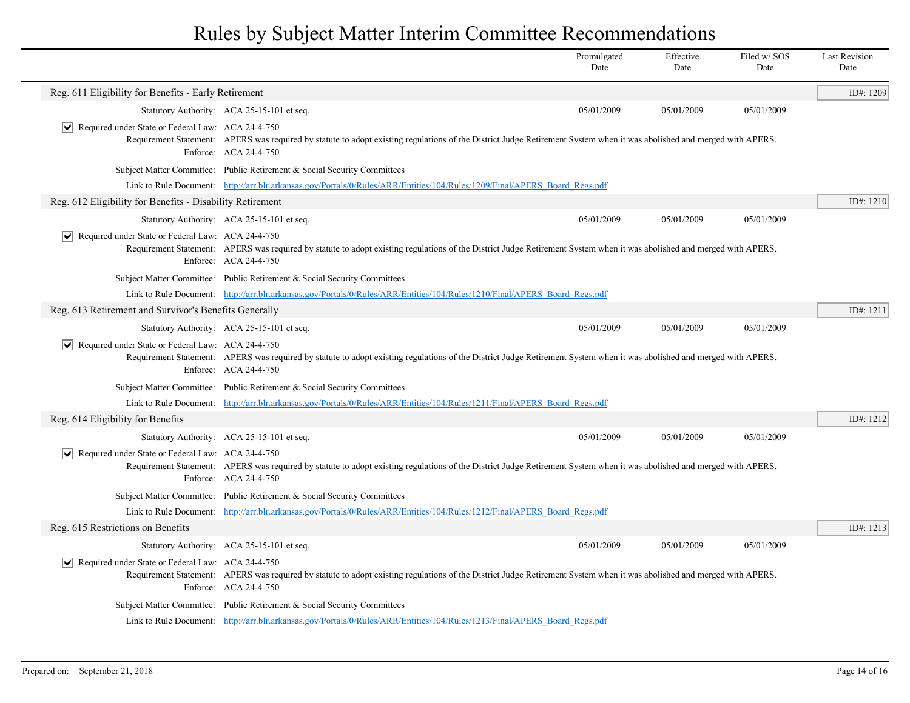# Rules by Subject Matter Interim Committee Recommendations

| | Promulgated Date | Effective Date | Filed w/ SOS Date | Last Revision Date |
|---|---|---|---|---|

## Reg. 611 Eligibility for Benefits - Early Retirement

ID#: 1209

| | | Promulgated Date | Effective Date | Filed w/ SOS Date | Last Revision Date |
|---|---|---|---|---|---|
| Statutory Authority: | ACA 25-15-101 et seq. | 05/01/2009 | 05/01/2009 | 05/01/2009 | |

☑ Required under State or Federal Law: ACA 24-4-750

Requirement Statement: APERS was required by statute to adopt existing regulations of the District Judge Retirement System when it was abolished and merged with APERS.

Enforce: ACA 24-4-750

Subject Matter Committee: Public Retirement & Social Security Committees

Link to Rule Document: http://arr.blr.arkansas.gov/Portals/0/Rules/ARR/Entities/104/Rules/1209/Final/APERS_Board_Regs.pdf

## Reg. 612 Eligibility for Benefits - Disability Retirement

ID#: 1210

| | | Promulgated Date | Effective Date | Filed w/ SOS Date | Last Revision Date |
|---|---|---|---|---|---|
| Statutory Authority: | ACA 25-15-101 et seq. | 05/01/2009 | 05/01/2009 | 05/01/2009 | |

☑ Required under State or Federal Law: ACA 24-4-750

Requirement Statement: APERS was required by statute to adopt existing regulations of the District Judge Retirement System when it was abolished and merged with APERS.

Enforce: ACA 24-4-750

Subject Matter Committee: Public Retirement & Social Security Committees

Link to Rule Document: http://arr.blr.arkansas.gov/Portals/0/Rules/ARR/Entities/104/Rules/1210/Final/APERS_Board_Regs.pdf

## Reg. 613 Retirement and Survivor's Benefits Generally

ID#: 1211

| | | Promulgated Date | Effective Date | Filed w/ SOS Date | Last Revision Date |
|---|---|---|---|---|---|
| Statutory Authority: | ACA 25-15-101 et seq. | 05/01/2009 | 05/01/2009 | 05/01/2009 | |

☑ Required under State or Federal Law: ACA 24-4-750

Requirement Statement: APERS was required by statute to adopt existing regulations of the District Judge Retirement System when it was abolished and merged with APERS.

Enforce: ACA 24-4-750

Subject Matter Committee: Public Retirement & Social Security Committees

Link to Rule Document: http://arr.blr.arkansas.gov/Portals/0/Rules/ARR/Entities/104/Rules/1211/Final/APERS_Board_Regs.pdf

## Reg. 614 Eligibility for Benefits

ID#: 1212

| | | Promulgated Date | Effective Date | Filed w/ SOS Date | Last Revision Date |
|---|---|---|---|---|---|
| Statutory Authority: | ACA 25-15-101 et seq. | 05/01/2009 | 05/01/2009 | 05/01/2009 | |

☑ Required under State or Federal Law: ACA 24-4-750

Requirement Statement: APERS was required by statute to adopt existing regulations of the District Judge Retirement System when it was abolished and merged with APERS.

Enforce: ACA 24-4-750

Subject Matter Committee: Public Retirement & Social Security Committees

Link to Rule Document: http://arr.blr.arkansas.gov/Portals/0/Rules/ARR/Entities/104/Rules/1212/Final/APERS_Board_Regs.pdf

## Reg. 615 Restrictions on Benefits

ID#: 1213

| | | Promulgated Date | Effective Date | Filed w/ SOS Date | Last Revision Date |
|---|---|---|---|---|---|
| Statutory Authority: | ACA 25-15-101 et seq. | 05/01/2009 | 05/01/2009 | 05/01/2009 | |

☑ Required under State or Federal Law: ACA 24-4-750

Requirement Statement: APERS was required by statute to adopt existing regulations of the District Judge Retirement System when it was abolished and merged with APERS.

Enforce: ACA 24-4-750

Subject Matter Committee: Public Retirement & Social Security Committees

Link to Rule Document: http://arr.blr.arkansas.gov/Portals/0/Rules/ARR/Entities/104/Rules/1213/Final/APERS_Board_Regs.pdf

Prepared on: September 21, 2018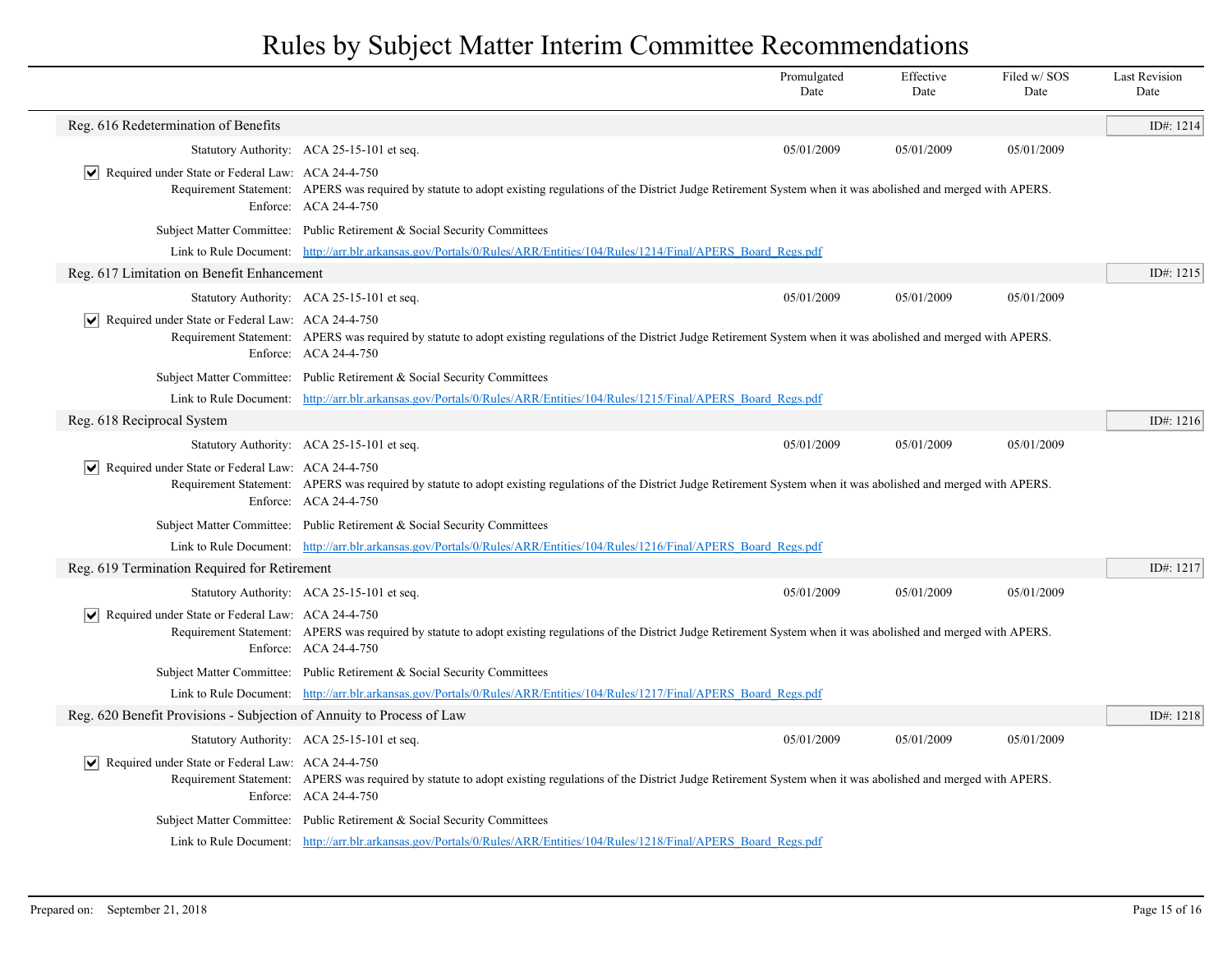# Rules by Subject Matter Interim Committee Recommendations

| | Promulgated Date | Effective Date | Filed w/ SOS Date | Last Revision Date |
|---|---|---|---|---|

## Reg. 616 Redetermination of Benefits

ID#: 1214

| | | Promulgated Date | Effective Date | Filed w/ SOS Date | Last Revision Date |
|---|---|---|---|---|---|
| Statutory Authority: | ACA 25-15-101 et seq. | 05/01/2009 | 05/01/2009 | 05/01/2009 | |

- [x] Required under State or Federal Law: ACA 24-4-750

Requirement Statement: APERS was required by statute to adopt existing regulations of the District Judge Retirement System when it was abolished and merged with APERS.

Enforce: ACA 24-4-750

Subject Matter Committee: Public Retirement & Social Security Committees

Link to Rule Document: http://arr.blr.arkansas.gov/Portals/0/Rules/ARR/Entities/104/Rules/1214/Final/APERS_Board_Regs.pdf

## Reg. 617 Limitation on Benefit Enhancement

ID#: 1215

| | | Promulgated Date | Effective Date | Filed w/ SOS Date | Last Revision Date |
|---|---|---|---|---|---|
| Statutory Authority: | ACA 25-15-101 et seq. | 05/01/2009 | 05/01/2009 | 05/01/2009 | |

- [x] Required under State or Federal Law: ACA 24-4-750

Requirement Statement: APERS was required by statute to adopt existing regulations of the District Judge Retirement System when it was abolished and merged with APERS.

Enforce: ACA 24-4-750

Subject Matter Committee: Public Retirement & Social Security Committees

Link to Rule Document: http://arr.blr.arkansas.gov/Portals/0/Rules/ARR/Entities/104/Rules/1215/Final/APERS_Board_Regs.pdf

## Reg. 618 Reciprocal System

ID#: 1216

| | | Promulgated Date | Effective Date | Filed w/ SOS Date | Last Revision Date |
|---|---|---|---|---|---|
| Statutory Authority: | ACA 25-15-101 et seq. | 05/01/2009 | 05/01/2009 | 05/01/2009 | |

- [x] Required under State or Federal Law: ACA 24-4-750

Requirement Statement: APERS was required by statute to adopt existing regulations of the District Judge Retirement System when it was abolished and merged with APERS.

Enforce: ACA 24-4-750

Subject Matter Committee: Public Retirement & Social Security Committees

Link to Rule Document: http://arr.blr.arkansas.gov/Portals/0/Rules/ARR/Entities/104/Rules/1216/Final/APERS_Board_Regs.pdf

## Reg. 619 Termination Required for Retirement

ID#: 1217

| | | Promulgated Date | Effective Date | Filed w/ SOS Date | Last Revision Date |
|---|---|---|---|---|---|
| Statutory Authority: | ACA 25-15-101 et seq. | 05/01/2009 | 05/01/2009 | 05/01/2009 | |

- [x] Required under State or Federal Law: ACA 24-4-750

Requirement Statement: APERS was required by statute to adopt existing regulations of the District Judge Retirement System when it was abolished and merged with APERS.

Enforce: ACA 24-4-750

Subject Matter Committee: Public Retirement & Social Security Committees

Link to Rule Document: http://arr.blr.arkansas.gov/Portals/0/Rules/ARR/Entities/104/Rules/1217/Final/APERS_Board_Regs.pdf

## Reg. 620 Benefit Provisions - Subjection of Annuity to Process of Law

ID#: 1218

| | | Promulgated Date | Effective Date | Filed w/ SOS Date | Last Revision Date |
|---|---|---|---|---|---|
| Statutory Authority: | ACA 25-15-101 et seq. | 05/01/2009 | 05/01/2009 | 05/01/2009 | |

- [x] Required under State or Federal Law: ACA 24-4-750

Requirement Statement: APERS was required by statute to adopt existing regulations of the District Judge Retirement System when it was abolished and merged with APERS.

Enforce: ACA 24-4-750

Subject Matter Committee: Public Retirement & Social Security Committees

Link to Rule Document: http://arr.blr.arkansas.gov/Portals/0/Rules/ARR/Entities/104/Rules/1218/Final/APERS_Board_Regs.pdf

Prepared on: September 21, 2018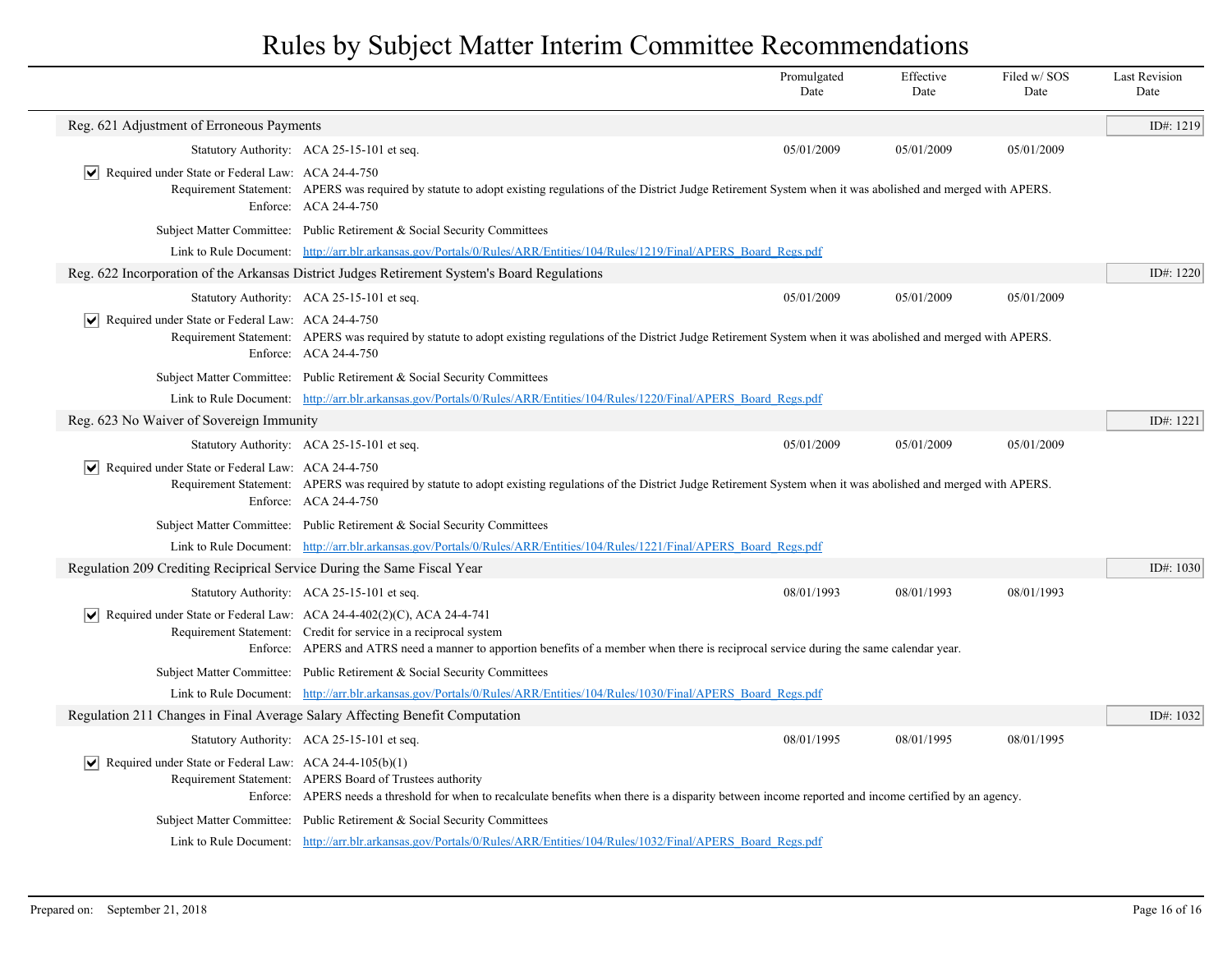# Rules by Subject Matter Interim Committee Recommendations

| | Promulgated Date | Effective Date | Filed w/ SOS Date | Last Revision Date |
|---|---|---|---|---|

### Reg. 621 Adjustment of Erroneous Payments

ID#: 1219

| | | Promulgated Date | Effective Date | Filed w/ SOS Date | Last Revision Date |
|---|---|---|---|---|---|
| Statutory Authority: | ACA 25-15-101 et seq. | 05/01/2009 | 05/01/2009 | 05/01/2009 | |

☑ Required under State or Federal Law: ACA 24-4-750

Requirement Statement: APERS was required by statute to adopt existing regulations of the District Judge Retirement System when it was abolished and merged with APERS.

Enforce: ACA 24-4-750

Subject Matter Committee: Public Retirement & Social Security Committees

Link to Rule Document: http://arr.blr.arkansas.gov/Portals/0/Rules/ARR/Entities/104/Rules/1219/Final/APERS_Board_Regs.pdf

### Reg. 622 Incorporation of the Arkansas District Judges Retirement System's Board Regulations

ID#: 1220

| | | Promulgated Date | Effective Date | Filed w/ SOS Date | Last Revision Date |
|---|---|---|---|---|---|
| Statutory Authority: | ACA 25-15-101 et seq. | 05/01/2009 | 05/01/2009 | 05/01/2009 | |

☑ Required under State or Federal Law: ACA 24-4-750

Requirement Statement: APERS was required by statute to adopt existing regulations of the District Judge Retirement System when it was abolished and merged with APERS.

Enforce: ACA 24-4-750

Subject Matter Committee: Public Retirement & Social Security Committees

Link to Rule Document: http://arr.blr.arkansas.gov/Portals/0/Rules/ARR/Entities/104/Rules/1220/Final/APERS_Board_Regs.pdf

### Reg. 623 No Waiver of Sovereign Immunity

ID#: 1221

| | | Promulgated Date | Effective Date | Filed w/ SOS Date | Last Revision Date |
|---|---|---|---|---|---|
| Statutory Authority: | ACA 25-15-101 et seq. | 05/01/2009 | 05/01/2009 | 05/01/2009 | |

☑ Required under State or Federal Law: ACA 24-4-750

Requirement Statement: APERS was required by statute to adopt existing regulations of the District Judge Retirement System when it was abolished and merged with APERS.

Enforce: ACA 24-4-750

Subject Matter Committee: Public Retirement & Social Security Committees

Link to Rule Document: http://arr.blr.arkansas.gov/Portals/0/Rules/ARR/Entities/104/Rules/1221/Final/APERS_Board_Regs.pdf

### Regulation 209 Crediting Reciprical Service During the Same Fiscal Year

ID#: 1030

| | | Promulgated Date | Effective Date | Filed w/ SOS Date | Last Revision Date |
|---|---|---|---|---|---|
| Statutory Authority: | ACA 25-15-101 et seq. | 08/01/1993 | 08/01/1993 | 08/01/1993 | |

☑ Required under State or Federal Law: ACA 24-4-402(2)(C), ACA 24-4-741

Requirement Statement: Credit for service in a reciprocal system

Enforce: APERS and ATRS need a manner to apportion benefits of a member when there is reciprocal service during the same calendar year.

Subject Matter Committee: Public Retirement & Social Security Committees

Link to Rule Document: http://arr.blr.arkansas.gov/Portals/0/Rules/ARR/Entities/104/Rules/1030/Final/APERS_Board_Regs.pdf

### Regulation 211 Changes in Final Average Salary Affecting Benefit Computation

ID#: 1032

| | | Promulgated Date | Effective Date | Filed w/ SOS Date | Last Revision Date |
|---|---|---|---|---|---|
| Statutory Authority: | ACA 25-15-101 et seq. | 08/01/1995 | 08/01/1995 | 08/01/1995 | |

☑ Required under State or Federal Law: ACA 24-4-105(b)(1)

Requirement Statement: APERS Board of Trustees authority

Enforce: APERS needs a threshold for when to recalculate benefits when there is a disparity between income reported and income certified by an agency.

Subject Matter Committee: Public Retirement & Social Security Committees

Link to Rule Document: http://arr.blr.arkansas.gov/Portals/0/Rules/ARR/Entities/104/Rules/1032/Final/APERS_Board_Regs.pdf